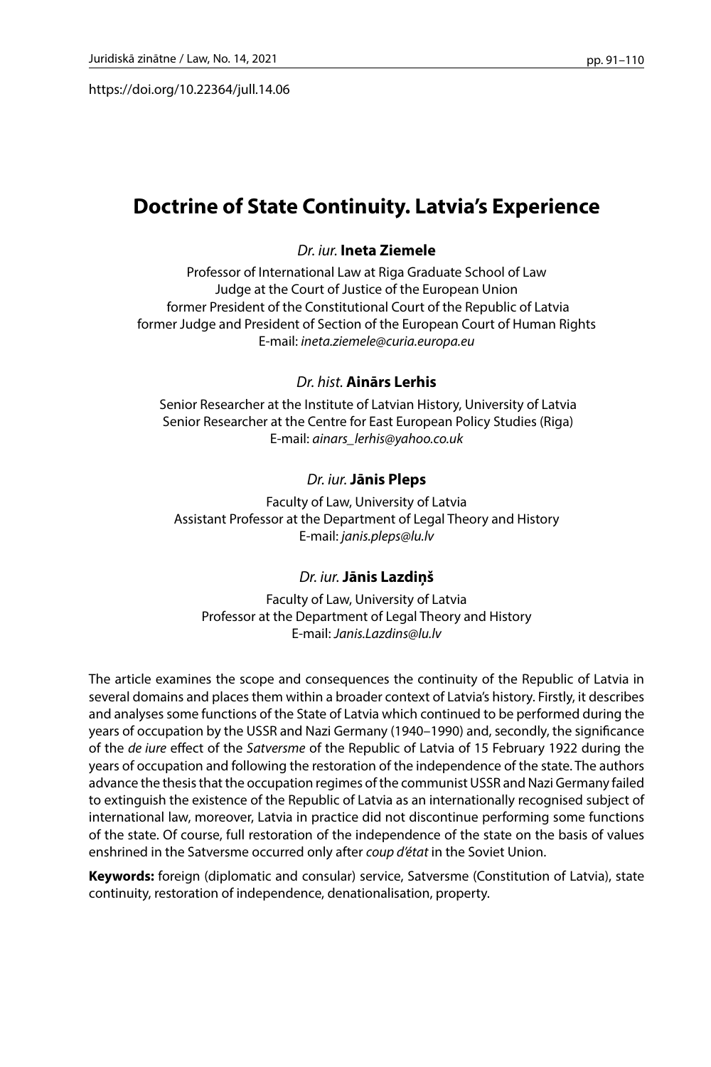https://doi.org/10.22364/jull.14.06

# Doctrine of State Continuity. Latvia's Experience

*Dr. iur.* **Ineta Ziemele**

Professor of International Law at Riga Graduate School of Law
Judge at the Court of Justice of the European Union
former President of the Constitutional Court of the Republic of Latvia
former Judge and President of Section of the European Court of Human Rights
E-mail: *ineta.ziemele@curia.europa.eu*

*Dr. hist.* **Ainārs Lerhis**

Senior Researcher at the Institute of Latvian History, University of Latvia
Senior Researcher at the Centre for East European Policy Studies (Riga)
E-mail: *ainars_lerhis@yahoo.co.uk*

*Dr. iur.* **Jānis Pleps**

Faculty of Law, University of Latvia
Assistant Professor at the Department of Legal Theory and History
E-mail: *janis.pleps@lu.lv*

*Dr. iur.* **Jānis Lazdiņš**

Faculty of Law, University of Latvia
Professor at the Department of Legal Theory and History
E-mail: *Janis.Lazdins@lu.lv*

The article examines the scope and consequences the continuity of the Republic of Latvia in several domains and places them within a broader context of Latvia's history. Firstly, it describes and analyses some functions of the State of Latvia which continued to be performed during the years of occupation by the USSR and Nazi Germany (1940–1990) and, secondly, the significance of the *de iure* effect of the *Satversme* of the Republic of Latvia of 15 February 1922 during the years of occupation and following the restoration of the independence of the state. The authors advance the thesis that the occupation regimes of the communist USSR and Nazi Germany failed to extinguish the existence of the Republic of Latvia as an internationally recognised subject of international law, moreover, Latvia in practice did not discontinue performing some functions of the state. Of course, full restoration of the independence of the state on the basis of values enshrined in the Satversme occurred only after *coup d'état* in the Soviet Union.

**Keywords:** foreign (diplomatic and consular) service, Satversme (Constitution of Latvia), state continuity, restoration of independence, denationalisation, property.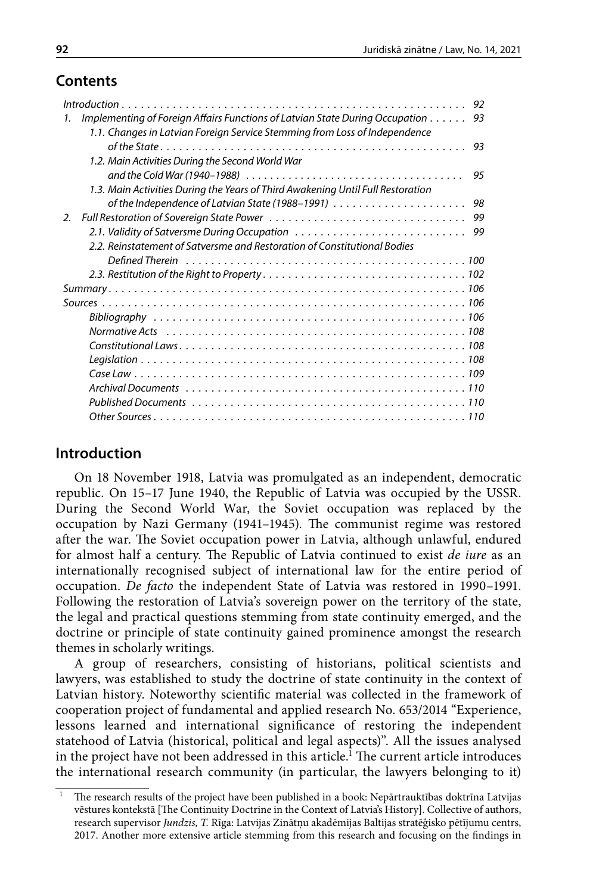## Contents

*Introduction* . . . 92

1. *Implementing of Foreign Affairs Functions of Latvian State During Occupation* . . . 93
   - *1.1. Changes in Latvian Foreign Service Stemming from Loss of Independence of the State* . . . 93
   - *1.2. Main Activities During the Second World War and the Cold War (1940–1988)* . . . 95
   - *1.3. Main Activities During the Years of Third Awakening Until Full Restoration of the Independence of Latvian State (1988–1991)* . . . 98
2. *Full Restoration of Sovereign State Power* . . . 99
   - *2.1. Validity of Satversme During Occupation* . . . 99
   - *2.2. Reinstatement of Satversme and Restoration of Constitutional Bodies Defined Therein* . . . 100
   - *2.3. Restitution of the Right to Property* . . . 102

*Summary* . . . 106

*Sources* . . . 106

- *Bibliography* . . . 106
- *Normative Acts* . . . 108
- *Constitutional Laws* . . . 108
- *Legislation* . . . 108
- *Case Law* . . . 109
- *Archival Documents* . . . 110
- *Published Documents* . . . 110
- *Other Sources* . . . 110

## Introduction

On 18 November 1918, Latvia was promulgated as an independent, democratic republic. On 15–17 June 1940, the Republic of Latvia was occupied by the USSR. During the Second World War, the Soviet occupation was replaced by the occupation by Nazi Germany (1941–1945). The communist regime was restored after the war. The Soviet occupation power in Latvia, although unlawful, endured for almost half a century. The Republic of Latvia continued to exist *de iure* as an internationally recognised subject of international law for the entire period of occupation. *De facto* the independent State of Latvia was restored in 1990–1991. Following the restoration of Latvia's sovereign power on the territory of the state, the legal and practical questions stemming from state continuity emerged, and the doctrine or principle of state continuity gained prominence amongst the research themes in scholarly writings.

A group of researchers, consisting of historians, political scientists and lawyers, was established to study the doctrine of state continuity in the context of Latvian history. Noteworthy scientific material was collected in the framework of cooperation project of fundamental and applied research No. 653/2014 "Experience, lessons learned and international significance of restoring the independent statehood of Latvia (historical, political and legal aspects)". All the issues analysed in the project have not been addressed in this article.[1] The current article introduces the international research community (in particular, the lawyers belonging to it)

---

[1] The research results of the project have been published in a book: Nepārtrauktības doktrīna Latvijas vēstures kontekstā [The Continuity Doctrine in the Context of Latvia's History]. Collective of authors, research supervisor *Jundzis, T.* Rīga: Latvijas Zinātņu akadēmijas Baltijas stratēģisko pētījumu centrs, 2017. Another more extensive article stemming from this research and focusing on the findings in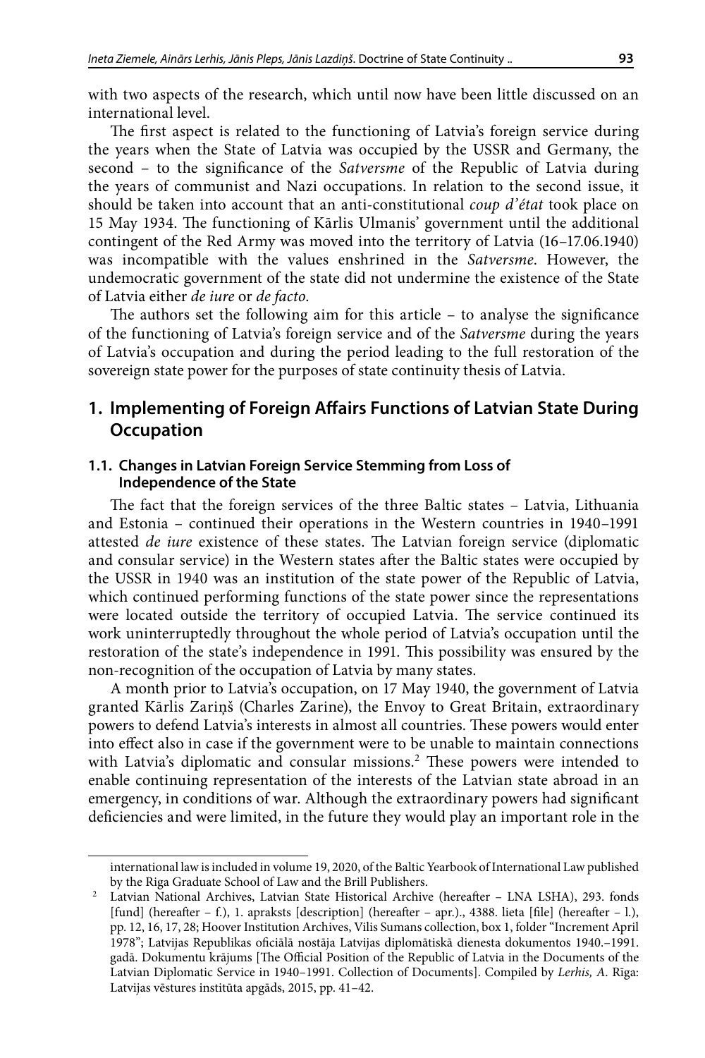with two aspects of the research, which until now have been little discussed on an international level.

The first aspect is related to the functioning of Latvia's foreign service during the years when the State of Latvia was occupied by the USSR and Germany, the second – to the significance of the *Satversme* of the Republic of Latvia during the years of communist and Nazi occupations. In relation to the second issue, it should be taken into account that an anti-constitutional *coup d'état* took place on 15 May 1934. The functioning of Kārlis Ulmanis' government until the additional contingent of the Red Army was moved into the territory of Latvia (16–17.06.1940) was incompatible with the values enshrined in the *Satversme*. However, the undemocratic government of the state did not undermine the existence of the State of Latvia either *de iure* or *de facto*.

The authors set the following aim for this article – to analyse the significance of the functioning of Latvia's foreign service and of the *Satversme* during the years of Latvia's occupation and during the period leading to the full restoration of the sovereign state power for the purposes of state continuity thesis of Latvia.

## 1. Implementing of Foreign Affairs Functions of Latvian State During Occupation

### 1.1. Changes in Latvian Foreign Service Stemming from Loss of Independence of the State

The fact that the foreign services of the three Baltic states – Latvia, Lithuania and Estonia – continued their operations in the Western countries in 1940–1991 attested *de iure* existence of these states. The Latvian foreign service (diplomatic and consular service) in the Western states after the Baltic states were occupied by the USSR in 1940 was an institution of the state power of the Republic of Latvia, which continued performing functions of the state power since the representations were located outside the territory of occupied Latvia. The service continued its work uninterruptedly throughout the whole period of Latvia's occupation until the restoration of the state's independence in 1991. This possibility was ensured by the non-recognition of the occupation of Latvia by many states.

A month prior to Latvia's occupation, on 17 May 1940, the government of Latvia granted Kārlis Zariņš (Charles Zarine), the Envoy to Great Britain, extraordinary powers to defend Latvia's interests in almost all countries. These powers would enter into effect also in case if the government were to be unable to maintain connections with Latvia's diplomatic and consular missions.[2] These powers were intended to enable continuing representation of the interests of the Latvian state abroad in an emergency, in conditions of war. Although the extraordinary powers had significant deficiencies and were limited, in the future they would play an important role in the

---

international law is included in volume 19, 2020, of the Baltic Yearbook of International Law published by the Riga Graduate School of Law and the Brill Publishers.

[2] Latvian National Archives, Latvian State Historical Archive (hereafter – LNA LSHA), 293. fonds [fund] (hereafter – f.), 1. apraksts [description] (hereafter – apr.)., 4388. lieta [file] (hereafter – l.), pp. 12, 16, 17, 28; Hoover Institution Archives, Vilis Sumans collection, box 1, folder "Increment April 1978"; Latvijas Republikas oficiālā nostāja Latvijas diplomātiskā dienesta dokumentos 1940.–1991. gadā. Dokumentu krājums [The Official Position of the Republic of Latvia in the Documents of the Latvian Diplomatic Service in 1940–1991. Collection of Documents]. Compiled by *Lerhis, A.* Rīga: Latvijas vēstures institūta apgāds, 2015, pp. 41–42.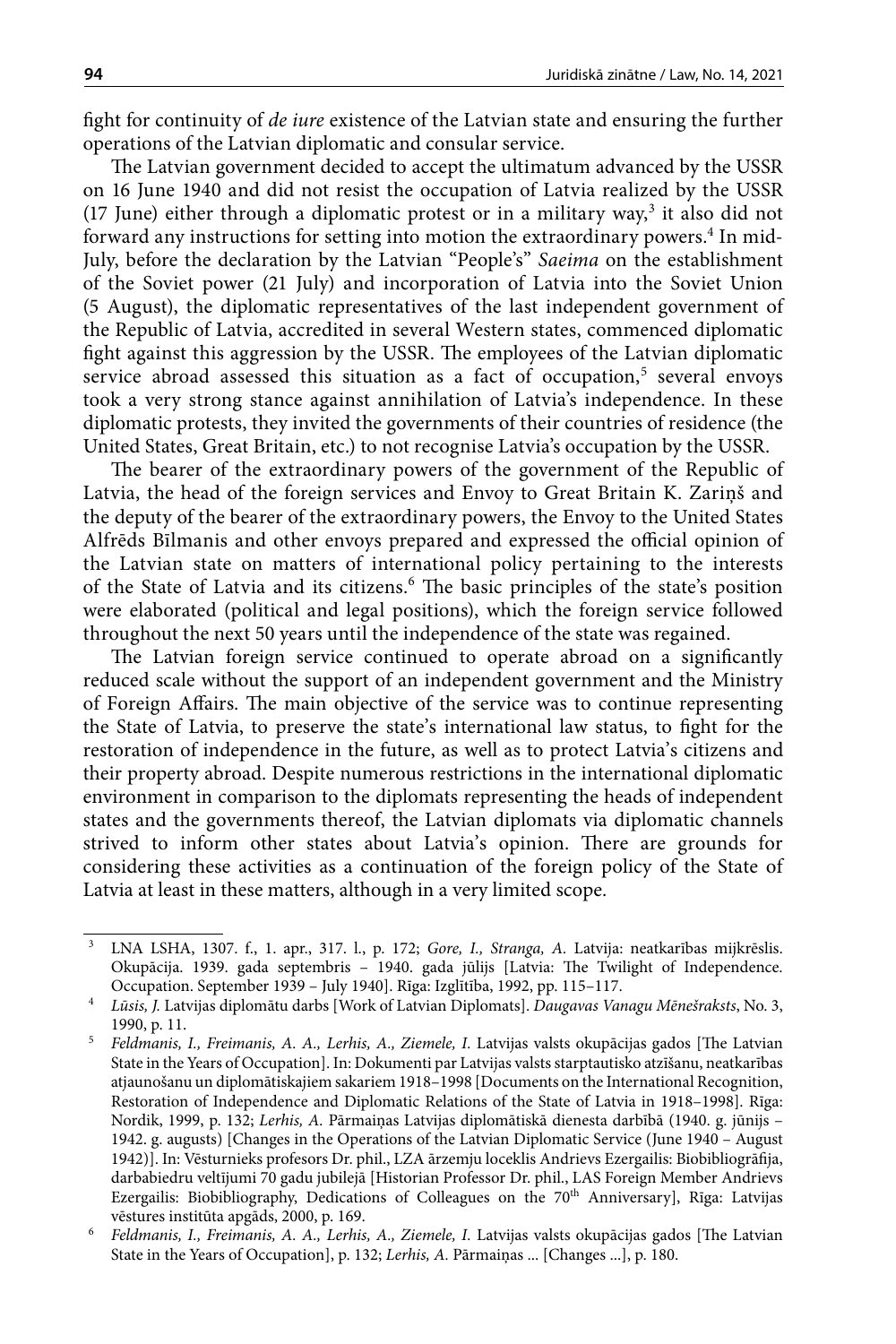fight for continuity of *de iure* existence of the Latvian state and ensuring the further operations of the Latvian diplomatic and consular service.

The Latvian government decided to accept the ultimatum advanced by the USSR on 16 June 1940 and did not resist the occupation of Latvia realized by the USSR (17 June) either through a diplomatic protest or in a military way,[3] it also did not forward any instructions for setting into motion the extraordinary powers.[4] In mid-July, before the declaration by the Latvian "People's" *Saeima* on the establishment of the Soviet power (21 July) and incorporation of Latvia into the Soviet Union (5 August), the diplomatic representatives of the last independent government of the Republic of Latvia, accredited in several Western states, commenced diplomatic fight against this aggression by the USSR. The employees of the Latvian diplomatic service abroad assessed this situation as a fact of occupation,[5] several envoys took a very strong stance against annihilation of Latvia's independence. In these diplomatic protests, they invited the governments of their countries of residence (the United States, Great Britain, etc.) to not recognise Latvia's occupation by the USSR.

The bearer of the extraordinary powers of the government of the Republic of Latvia, the head of the foreign services and Envoy to Great Britain K. Zariņš and the deputy of the bearer of the extraordinary powers, the Envoy to the United States Alfrēds Bīlmanis and other envoys prepared and expressed the official opinion of the Latvian state on matters of international policy pertaining to the interests of the State of Latvia and its citizens.[6] The basic principles of the state's position were elaborated (political and legal positions), which the foreign service followed throughout the next 50 years until the independence of the state was regained.

The Latvian foreign service continued to operate abroad on a significantly reduced scale without the support of an independent government and the Ministry of Foreign Affairs. The main objective of the service was to continue representing the State of Latvia, to preserve the state's international law status, to fight for the restoration of independence in the future, as well as to protect Latvia's citizens and their property abroad. Despite numerous restrictions in the international diplomatic environment in comparison to the diplomats representing the heads of independent states and the governments thereof, the Latvian diplomats via diplomatic channels strived to inform other states about Latvia's opinion. There are grounds for considering these activities as a continuation of the foreign policy of the State of Latvia at least in these matters, although in a very limited scope.

---

[3] LNA LSHA, 1307. f., 1. apr., 317. l., p. 172; *Gore, I., Stranga, A.* Latvija: neatkarības mijkrēslis. Okupācija. 1939. gada septembris – 1940. gada jūlijs [Latvia: The Twilight of Independence. Occupation. September 1939 – July 1940]. Rīga: Izglītība, 1992, pp. 115–117.

[4] *Lūsis, J.* Latvijas diplomātu darbs [Work of Latvian Diplomats]. *Daugavas Vanagu Mēnešraksts*, No. 3, 1990, p. 11.

[5] *Feldmanis, I., Freimanis, A. A., Lerhis, A., Ziemele, I.* Latvijas valsts okupācijas gados [The Latvian State in the Years of Occupation]. In: Dokumenti par Latvijas valsts starptautisko atzīšanu, neatkarības atjaunošanu un diplomātiskajiem sakariem 1918–1998 [Documents on the International Recognition, Restoration of Independence and Diplomatic Relations of the State of Latvia in 1918–1998]. Rīga: Nordik, 1999, p. 132; *Lerhis, A.* Pārmaiņas Latvijas diplomātiskā dienesta darbībā (1940. g. jūnijs – 1942. g. augusts) [Changes in the Operations of the Latvian Diplomatic Service (June 1940 – August 1942)]. In: Vēsturnieks profesors Dr. phil., LZA ārzemju loceklis Andrievs Ezergailis: Biobibliogrāfija, darbabiedru veltījumi 70 gadu jubilejā [Historian Professor Dr. phil., LAS Foreign Member Andrievs Ezergailis: Biobibliography, Dedications of Colleagues on the 70th Anniversary], Rīga: Latvijas vēstures institūta apgāds, 2000, p. 169.

[6] *Feldmanis, I., Freimanis, A. A., Lerhis, A., Ziemele, I.* Latvijas valsts okupācijas gados [The Latvian State in the Years of Occupation], p. 132; *Lerhis, A.* Pārmaiņas ... [Changes ...], p. 180.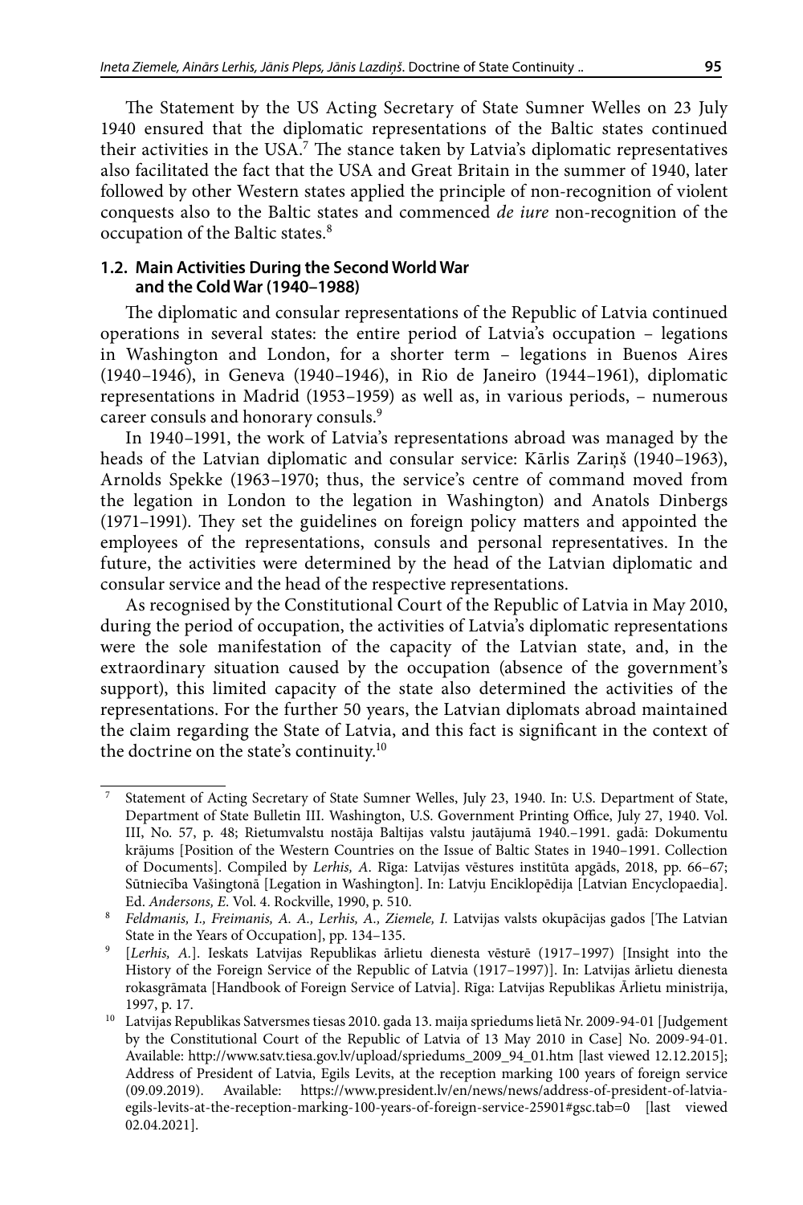The Statement by the US Acting Secretary of State Sumner Welles on 23 July 1940 ensured that the diplomatic representations of the Baltic states continued their activities in the USA.[7] The stance taken by Latvia's diplomatic representatives also facilitated the fact that the USA and Great Britain in the summer of 1940, later followed by other Western states applied the principle of non-recognition of violent conquests also to the Baltic states and commenced *de iure* non-recognition of the occupation of the Baltic states.[8]

### 1.2. Main Activities During the Second World War and the Cold War (1940–1988)

The diplomatic and consular representations of the Republic of Latvia continued operations in several states: the entire period of Latvia's occupation – legations in Washington and London, for a shorter term – legations in Buenos Aires (1940–1946), in Geneva (1940–1946), in Rio de Janeiro (1944–1961), diplomatic representations in Madrid (1953–1959) as well as, in various periods, – numerous career consuls and honorary consuls.[9]

In 1940–1991, the work of Latvia's representations abroad was managed by the heads of the Latvian diplomatic and consular service: Kārlis Zariņš (1940–1963), Arnolds Spekke (1963–1970; thus, the service's centre of command moved from the legation in London to the legation in Washington) and Anatols Dinbergs (1971–1991). They set the guidelines on foreign policy matters and appointed the employees of the representations, consuls and personal representatives. In the future, the activities were determined by the head of the Latvian diplomatic and consular service and the head of the respective representations.

As recognised by the Constitutional Court of the Republic of Latvia in May 2010, during the period of occupation, the activities of Latvia's diplomatic representations were the sole manifestation of the capacity of the Latvian state, and, in the extraordinary situation caused by the occupation (absence of the government's support), this limited capacity of the state also determined the activities of the representations. For the further 50 years, the Latvian diplomats abroad maintained the claim regarding the State of Latvia, and this fact is significant in the context of the doctrine on the state's continuity.[10]

---

[7] Statement of Acting Secretary of State Sumner Welles, July 23, 1940. In: U.S. Department of State, Department of State Bulletin III. Washington, U.S. Government Printing Office, July 27, 1940. Vol. III, No. 57, p. 48; Rietumvalstu nostāja Baltijas valstu jautājumā 1940.–1991. gadā: Dokumentu krājums [Position of the Western Countries on the Issue of Baltic States in 1940–1991. Collection of Documents]. Compiled by *Lerhis, A*. Rīga: Latvijas vēstures institūta apgāds, 2018, pp. 66–67; Sūtniecība Vašingtonā [Legation in Washington]. In: Latvju Enciklopēdija [Latvian Encyclopaedia]. Ed. *Andersons, E*. Vol. 4. Rockville, 1990, p. 510.

[8] *Feldmanis, I., Freimanis, A. A., Lerhis, A., Ziemele, I.* Latvijas valsts okupācijas gados [The Latvian State in the Years of Occupation], pp. 134–135.

[9] [*Lerhis, A.*]. Ieskats Latvijas Republikas ārlietu dienesta vēsturē (1917–1997) [Insight into the History of the Foreign Service of the Republic of Latvia (1917–1997)]. In: Latvijas ārlietu dienesta rokasgrāmata [Handbook of Foreign Service of Latvia]. Rīga: Latvijas Republikas Ārlietu ministrija, 1997, p. 17.

[10] Latvijas Republikas Satversmes tiesas 2010. gada 13. maija spriedums lietā Nr. 2009-94-01 [Judgement by the Constitutional Court of the Republic of Latvia of 13 May 2010 in Case] No. 2009-94-01. Available: http://www.satv.tiesa.gov.lv/upload/spriedums_2009_94_01.htm [last viewed 12.12.2015]; Address of President of Latvia, Egils Levits, at the reception marking 100 years of foreign service (09.09.2019). Available: https://www.president.lv/en/news/news/address-of-president-of-latvia-egils-levits-at-the-reception-marking-100-years-of-foreign-service-25901#gsc.tab=0 [last viewed 02.04.2021].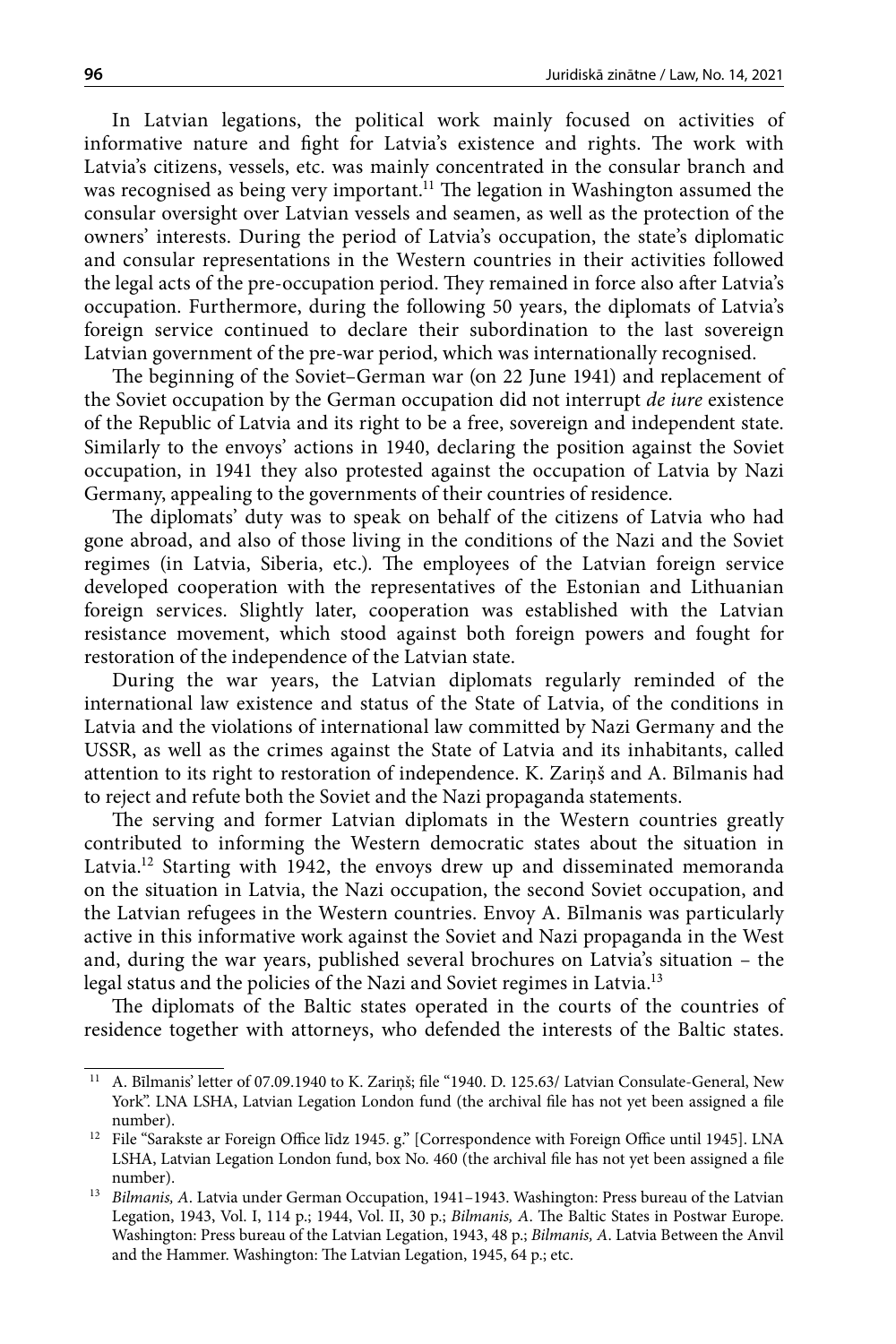In Latvian legations, the political work mainly focused on activities of informative nature and fight for Latvia's existence and rights. The work with Latvia's citizens, vessels, etc. was mainly concentrated in the consular branch and was recognised as being very important.[11] The legation in Washington assumed the consular oversight over Latvian vessels and seamen, as well as the protection of the owners' interests. During the period of Latvia's occupation, the state's diplomatic and consular representations in the Western countries in their activities followed the legal acts of the pre-occupation period. They remained in force also after Latvia's occupation. Furthermore, during the following 50 years, the diplomats of Latvia's foreign service continued to declare their subordination to the last sovereign Latvian government of the pre-war period, which was internationally recognised.

The beginning of the Soviet–German war (on 22 June 1941) and replacement of the Soviet occupation by the German occupation did not interrupt *de iure* existence of the Republic of Latvia and its right to be a free, sovereign and independent state. Similarly to the envoys' actions in 1940, declaring the position against the Soviet occupation, in 1941 they also protested against the occupation of Latvia by Nazi Germany, appealing to the governments of their countries of residence.

The diplomats' duty was to speak on behalf of the citizens of Latvia who had gone abroad, and also of those living in the conditions of the Nazi and the Soviet regimes (in Latvia, Siberia, etc.). The employees of the Latvian foreign service developed cooperation with the representatives of the Estonian and Lithuanian foreign services. Slightly later, cooperation was established with the Latvian resistance movement, which stood against both foreign powers and fought for restoration of the independence of the Latvian state.

During the war years, the Latvian diplomats regularly reminded of the international law existence and status of the State of Latvia, of the conditions in Latvia and the violations of international law committed by Nazi Germany and the USSR, as well as the crimes against the State of Latvia and its inhabitants, called attention to its right to restoration of independence. K. Zariņš and A. Bīlmanis had to reject and refute both the Soviet and the Nazi propaganda statements.

The serving and former Latvian diplomats in the Western countries greatly contributed to informing the Western democratic states about the situation in Latvia.[12] Starting with 1942, the envoys drew up and disseminated memoranda on the situation in Latvia, the Nazi occupation, the second Soviet occupation, and the Latvian refugees in the Western countries. Envoy A. Bīlmanis was particularly active in this informative work against the Soviet and Nazi propaganda in the West and, during the war years, published several brochures on Latvia's situation – the legal status and the policies of the Nazi and Soviet regimes in Latvia.[13]

The diplomats of the Baltic states operated in the courts of the countries of residence together with attorneys, who defended the interests of the Baltic states.

---

[11] A. Bīlmanis' letter of 07.09.1940 to K. Zariņš; file "1940. D. 125.63/ Latvian Consulate-General, New York". LNA LSHA, Latvian Legation London fund (the archival file has not yet been assigned a file number).

[12] File "Sarakste ar Foreign Office līdz 1945. g." [Correspondence with Foreign Office until 1945]. LNA LSHA, Latvian Legation London fund, box No. 460 (the archival file has not yet been assigned a file number).

[13] *Bilmanis, A*. Latvia under German Occupation, 1941–1943. Washington: Press bureau of the Latvian Legation, 1943, Vol. I, 114 p.; 1944, Vol. II, 30 p.; *Bilmanis, A*. The Baltic States in Postwar Europe. Washington: Press bureau of the Latvian Legation, 1943, 48 p.; *Bilmanis, A*. Latvia Between the Anvil and the Hammer. Washington: The Latvian Legation, 1945, 64 p.; etc.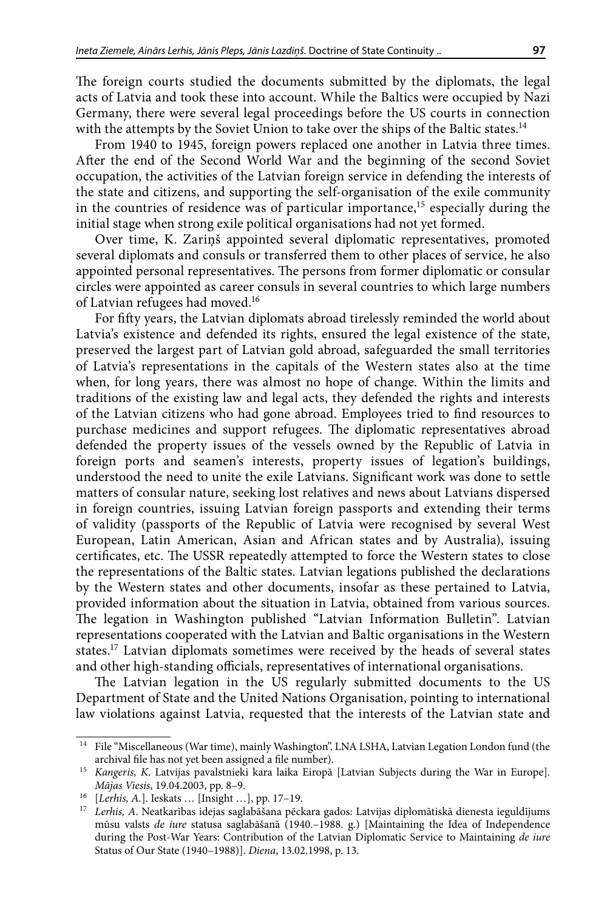The foreign courts studied the documents submitted by the diplomats, the legal acts of Latvia and took these into account. While the Baltics were occupied by Nazi Germany, there were several legal proceedings before the US courts in connection with the attempts by the Soviet Union to take over the ships of the Baltic states.[14]

From 1940 to 1945, foreign powers replaced one another in Latvia three times. After the end of the Second World War and the beginning of the second Soviet occupation, the activities of the Latvian foreign service in defending the interests of the state and citizens, and supporting the self-organisation of the exile community in the countries of residence was of particular importance,[15] especially during the initial stage when strong exile political organisations had not yet formed.

Over time, K. Zariņš appointed several diplomatic representatives, promoted several diplomats and consuls or transferred them to other places of service, he also appointed personal representatives. The persons from former diplomatic or consular circles were appointed as career consuls in several countries to which large numbers of Latvian refugees had moved.[16]

For fifty years, the Latvian diplomats abroad tirelessly reminded the world about Latvia's existence and defended its rights, ensured the legal existence of the state, preserved the largest part of Latvian gold abroad, safeguarded the small territories of Latvia's representations in the capitals of the Western states also at the time when, for long years, there was almost no hope of change. Within the limits and traditions of the existing law and legal acts, they defended the rights and interests of the Latvian citizens who had gone abroad. Employees tried to find resources to purchase medicines and support refugees. The diplomatic representatives abroad defended the property issues of the vessels owned by the Republic of Latvia in foreign ports and seamen's interests, property issues of legation's buildings, understood the need to unite the exile Latvians. Significant work was done to settle matters of consular nature, seeking lost relatives and news about Latvians dispersed in foreign countries, issuing Latvian foreign passports and extending their terms of validity (passports of the Republic of Latvia were recognised by several West European, Latin American, Asian and African states and by Australia), issuing certificates, etc. The USSR repeatedly attempted to force the Western states to close the representations of the Baltic states. Latvian legations published the declarations by the Western states and other documents, insofar as these pertained to Latvia, provided information about the situation in Latvia, obtained from various sources. The legation in Washington published "Latvian Information Bulletin". Latvian representations cooperated with the Latvian and Baltic organisations in the Western states.[17] Latvian diplomats sometimes were received by the heads of several states and other high-standing officials, representatives of international organisations.

The Latvian legation in the US regularly submitted documents to the US Department of State and the United Nations Organisation, pointing to international law violations against Latvia, requested that the interests of the Latvian state and

---

[14] File "Miscellaneous (War time), mainly Washington". LNA LSHA, Latvian Legation London fund (the archival file has not yet been assigned a file number).

[15] *Kangeris, K.* Latvijas pavalstnieki kara laikā Eiropā [Latvian Subjects during the War in Europe]. *Mājas Viesis*, 19.04.2003, pp. 8–9.

[16] [*Lerhis, A.*]. Ieskats … [Insight …], pp. 17–19.

[17] *Lerhis, A.* Neatkarības idejas saglabāšana pēckara gados: Latvijas diplomātiskā dienesta ieguldījums mūsu valsts *de iure* statusa saglabāšanā (1940.–1988. g.) [Maintaining the Idea of Independence during the Post-War Years: Contribution of the Latvian Diplomatic Service to Maintaining *de iure* Status of Our State (1940–1988)]. *Diena*, 13.02.1998, p. 13.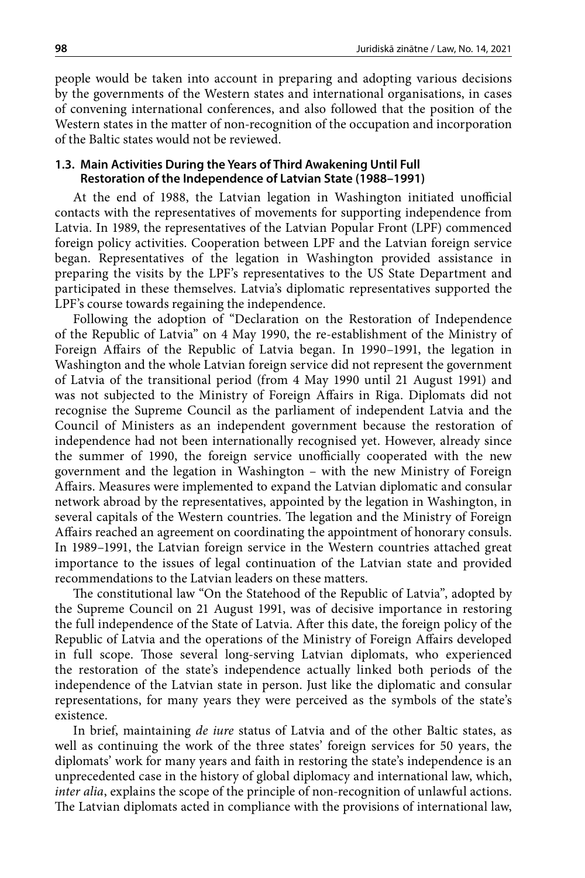people would be taken into account in preparing and adopting various decisions by the governments of the Western states and international organisations, in cases of convening international conferences, and also followed that the position of the Western states in the matter of non-recognition of the occupation and incorporation of the Baltic states would not be reviewed.

### 1.3. Main Activities During the Years of Third Awakening Until Full Restoration of the Independence of Latvian State (1988–1991)

At the end of 1988, the Latvian legation in Washington initiated unofficial contacts with the representatives of movements for supporting independence from Latvia. In 1989, the representatives of the Latvian Popular Front (LPF) commenced foreign policy activities. Cooperation between LPF and the Latvian foreign service began. Representatives of the legation in Washington provided assistance in preparing the visits by the LPF's representatives to the US State Department and participated in these themselves. Latvia's diplomatic representatives supported the LPF's course towards regaining the independence.

Following the adoption of "Declaration on the Restoration of Independence of the Republic of Latvia" on 4 May 1990, the re-establishment of the Ministry of Foreign Affairs of the Republic of Latvia began. In 1990–1991, the legation in Washington and the whole Latvian foreign service did not represent the government of Latvia of the transitional period (from 4 May 1990 until 21 August 1991) and was not subjected to the Ministry of Foreign Affairs in Riga. Diplomats did not recognise the Supreme Council as the parliament of independent Latvia and the Council of Ministers as an independent government because the restoration of independence had not been internationally recognised yet. However, already since the summer of 1990, the foreign service unofficially cooperated with the new government and the legation in Washington – with the new Ministry of Foreign Affairs. Measures were implemented to expand the Latvian diplomatic and consular network abroad by the representatives, appointed by the legation in Washington, in several capitals of the Western countries. The legation and the Ministry of Foreign Affairs reached an agreement on coordinating the appointment of honorary consuls. In 1989–1991, the Latvian foreign service in the Western countries attached great importance to the issues of legal continuation of the Latvian state and provided recommendations to the Latvian leaders on these matters.

The constitutional law "On the Statehood of the Republic of Latvia", adopted by the Supreme Council on 21 August 1991, was of decisive importance in restoring the full independence of the State of Latvia. After this date, the foreign policy of the Republic of Latvia and the operations of the Ministry of Foreign Affairs developed in full scope. Those several long-serving Latvian diplomats, who experienced the restoration of the state's independence actually linked both periods of the independence of the Latvian state in person. Just like the diplomatic and consular representations, for many years they were perceived as the symbols of the state's existence.

In brief, maintaining *de iure* status of Latvia and of the other Baltic states, as well as continuing the work of the three states' foreign services for 50 years, the diplomats' work for many years and faith in restoring the state's independence is an unprecedented case in the history of global diplomacy and international law, which, *inter alia*, explains the scope of the principle of non-recognition of unlawful actions. The Latvian diplomats acted in compliance with the provisions of international law,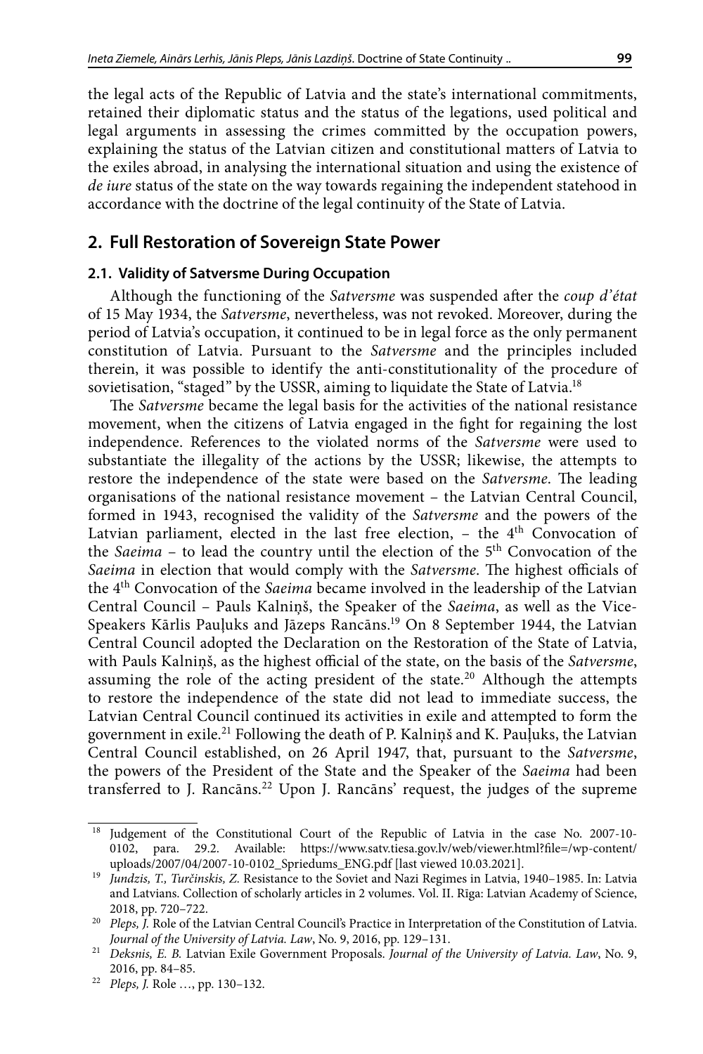the legal acts of the Republic of Latvia and the state's international commitments, retained their diplomatic status and the status of the legations, used political and legal arguments in assessing the crimes committed by the occupation powers, explaining the status of the Latvian citizen and constitutional matters of Latvia to the exiles abroad, in analysing the international situation and using the existence of *de iure* status of the state on the way towards regaining the independent statehood in accordance with the doctrine of the legal continuity of the State of Latvia.

## 2. Full Restoration of Sovereign State Power

### 2.1. Validity of Satversme During Occupation

Although the functioning of the *Satversme* was suspended after the *coup d'état* of 15 May 1934, the *Satversme*, nevertheless, was not revoked. Moreover, during the period of Latvia's occupation, it continued to be in legal force as the only permanent constitution of Latvia. Pursuant to the *Satversme* and the principles included therein, it was possible to identify the anti-constitutionality of the procedure of sovietisation, "staged" by the USSR, aiming to liquidate the State of Latvia.[18]

The *Satversme* became the legal basis for the activities of the national resistance movement, when the citizens of Latvia engaged in the fight for regaining the lost independence. References to the violated norms of the *Satversme* were used to substantiate the illegality of the actions by the USSR; likewise, the attempts to restore the independence of the state were based on the *Satversme*. The leading organisations of the national resistance movement – the Latvian Central Council, formed in 1943, recognised the validity of the *Satversme* and the powers of the Latvian parliament, elected in the last free election, – the 4th Convocation of the *Saeima* – to lead the country until the election of the 5th Convocation of the *Saeima* in election that would comply with the *Satversme*. The highest officials of the 4th Convocation of the *Saeima* became involved in the leadership of the Latvian Central Council – Pauls Kalniņš, the Speaker of the *Saeima*, as well as the Vice-Speakers Kārlis Pauļuks and Jāzeps Rancāns.[19] On 8 September 1944, the Latvian Central Council adopted the Declaration on the Restoration of the State of Latvia, with Pauls Kalniņš, as the highest official of the state, on the basis of the *Satversme*, assuming the role of the acting president of the state.[20] Although the attempts to restore the independence of the state did not lead to immediate success, the Latvian Central Council continued its activities in exile and attempted to form the government in exile.[21] Following the death of P. Kalniņš and K. Pauļuks, the Latvian Central Council established, on 26 April 1947, that, pursuant to the *Satversme*, the powers of the President of the State and the Speaker of the *Saeima* had been transferred to J. Rancāns.[22] Upon J. Rancāns' request, the judges of the supreme

---

[18] Judgement of the Constitutional Court of the Republic of Latvia in the case No. 2007-10-0102, para. 29.2. Available: https://www.satv.tiesa.gov.lv/web/viewer.html?file=/wp-content/uploads/2007/04/2007-10-0102_Spriedums_ENG.pdf [last viewed 10.03.2021].

[19] *Jundzis, T., Turčinskis, Z.* Resistance to the Soviet and Nazi Regimes in Latvia, 1940–1985. In: Latvia and Latvians. Collection of scholarly articles in 2 volumes. Vol. II. Rīga: Latvian Academy of Science, 2018, pp. 720–722.

[20] *Pleps, J.* Role of the Latvian Central Council's Practice in Interpretation of the Constitution of Latvia. *Journal of the University of Latvia. Law*, No. 9, 2016, pp. 129–131.

[21] *Deksnis, E. B.* Latvian Exile Government Proposals. *Journal of the University of Latvia. Law*, No. 9, 2016, pp. 84–85.

[22] *Pleps, J.* Role …, pp. 130–132.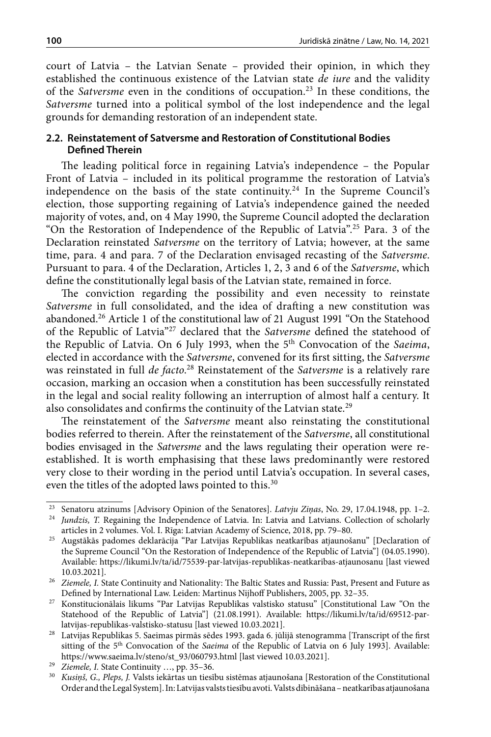court of Latvia – the Latvian Senate – provided their opinion, in which they established the continuous existence of the Latvian state *de iure* and the validity of the *Satversme* even in the conditions of occupation.[23] In these conditions, the *Satversme* turned into a political symbol of the lost independence and the legal grounds for demanding restoration of an independent state.

### 2.2. Reinstatement of Satversme and Restoration of Constitutional Bodies Defined Therein

The leading political force in regaining Latvia's independence – the Popular Front of Latvia – included in its political programme the restoration of Latvia's independence on the basis of the state continuity.[24] In the Supreme Council's election, those supporting regaining of Latvia's independence gained the needed majority of votes, and, on 4 May 1990, the Supreme Council adopted the declaration "On the Restoration of Independence of the Republic of Latvia".[25] Para. 3 of the Declaration reinstated *Satversme* on the territory of Latvia; however, at the same time, para. 4 and para. 7 of the Declaration envisaged recasting of the *Satversme*. Pursuant to para. 4 of the Declaration, Articles 1, 2, 3 and 6 of the *Satversme*, which define the constitutionally legal basis of the Latvian state, remained in force.

The conviction regarding the possibility and even necessity to reinstate *Satversme* in full consolidated, and the idea of drafting a new constitution was abandoned.[26] Article 1 of the constitutional law of 21 August 1991 "On the Statehood of the Republic of Latvia"[27] declared that the *Satversme* defined the statehood of the Republic of Latvia. On 6 July 1993, when the 5th Convocation of the *Saeima*, elected in accordance with the *Satversme*, convened for its first sitting, the *Satversme* was reinstated in full *de facto*.[28] Reinstatement of the *Satversme* is a relatively rare occasion, marking an occasion when a constitution has been successfully reinstated in the legal and social reality following an interruption of almost half a century. It also consolidates and confirms the continuity of the Latvian state.[29]

The reinstatement of the *Satversme* meant also reinstating the constitutional bodies referred to therein. After the reinstatement of the *Satversme*, all constitutional bodies envisaged in the *Satversme* and the laws regulating their operation were re-established. It is worth emphasising that these laws predominantly were restored very close to their wording in the period until Latvia's occupation. In several cases, even the titles of the adopted laws pointed to this.[30]

---

[23] Senatoru atzinums [Advisory Opinion of the Senatores]. *Latvju Ziņas*, No. 29, 17.04.1948, pp. 1–2.

[24] *Jundzis, T.* Regaining the Independence of Latvia. In: Latvia and Latvians. Collection of scholarly articles in 2 volumes. Vol. I. Riga: Latvian Academy of Science, 2018, pp. 79–80.

[25] Augstākās padomes deklarācija "Par Latvijas Republikas neatkarības atjaunošanu" [Declaration of the Supreme Council "On the Restoration of Independence of the Republic of Latvia"] (04.05.1990). Available: https://likumi.lv/ta/id/75539-par-latvijas-republikas-neatkaribas-atjaunosanu [last viewed 10.03.2021].

[26] *Ziemele, I.* State Continuity and Nationality: The Baltic States and Russia: Past, Present and Future as Defined by International Law. Leiden: Martinus Nijhoff Publishers, 2005, pp. 32–35.

[27] Konstitucionālais likums "Par Latvijas Republikas valstisko statusu" [Constitutional Law "On the Statehood of the Republic of Latvia"] (21.08.1991). Available: https://likumi.lv/ta/id/69512-par-latvijas-republikas-valstisko-statusu [last viewed 10.03.2021].

[28] Latvijas Republikas 5. Saeimas pirmās sēdes 1993. gada 6. jūlijā stenogramma [Transcript of the first sitting of the 5th Convocation of the *Saeima* of the Republic of Latvia on 6 July 1993]. Available: https://www.saeima.lv/steno/st_93/060793.html [last viewed 10.03.2021].

[29] *Ziemele, I.* State Continuity …, pp. 35–36.

[30] *Kusiņš, G., Pleps, J.* Valsts iekārtas un tiesību sistēmas atjaunošana [Restoration of the Constitutional Order and the Legal System]. In: Latvijas valsts tiesību avoti. Valsts dibināšana – neatkarības atjaunošana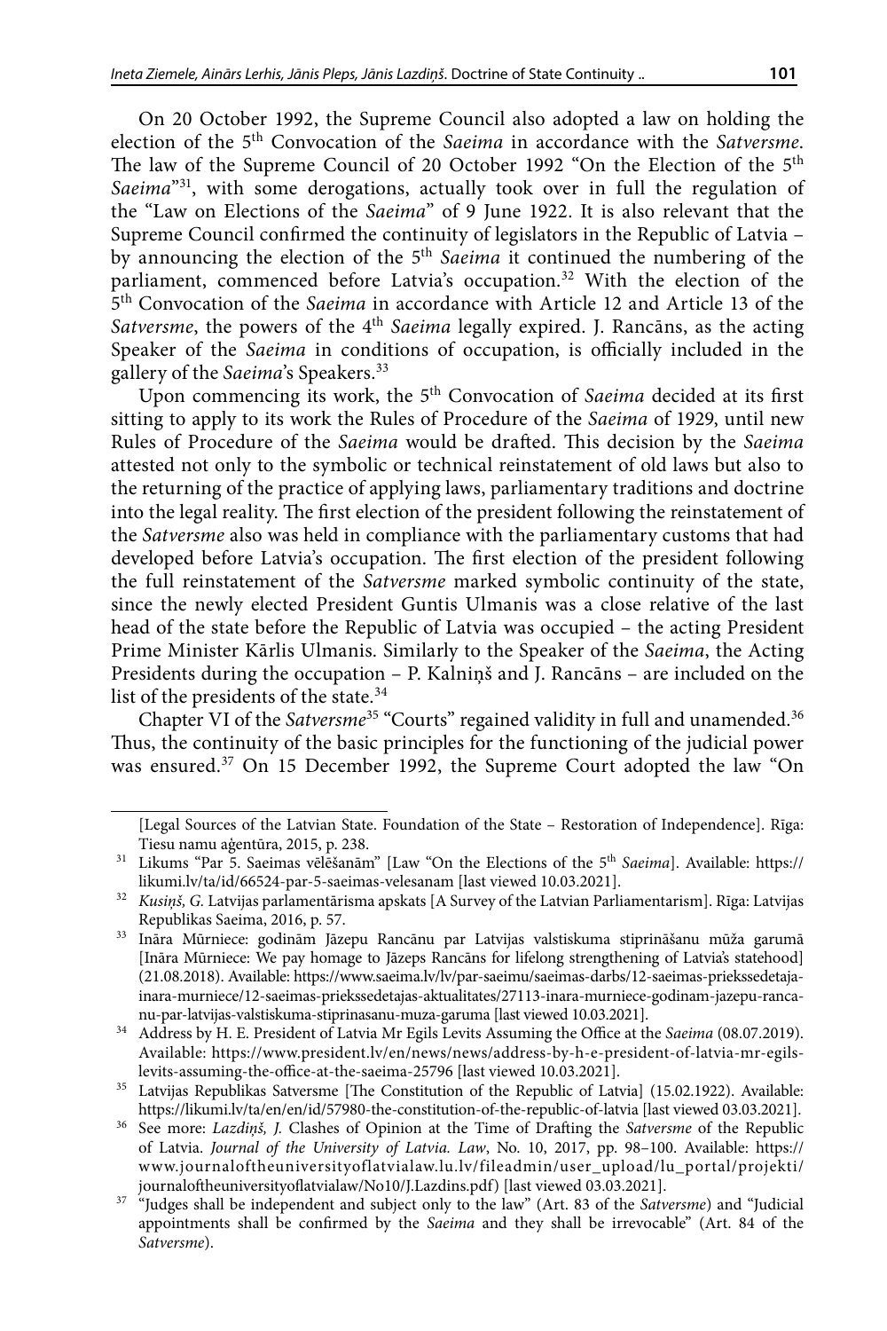On 20 October 1992, the Supreme Council also adopted a law on holding the election of the 5th Convocation of the *Saeima* in accordance with the *Satversme*. The law of the Supreme Council of 20 October 1992 "On the Election of the 5th *Saeima*"[31], with some derogations, actually took over in full the regulation of the "Law on Elections of the *Saeima*" of 9 June 1922. It is also relevant that the Supreme Council confirmed the continuity of legislators in the Republic of Latvia – by announcing the election of the 5th *Saeima* it continued the numbering of the parliament, commenced before Latvia's occupation.[32] With the election of the 5th Convocation of the *Saeima* in accordance with Article 12 and Article 13 of the *Satversme*, the powers of the 4th *Saeima* legally expired. J. Rancāns, as the acting Speaker of the *Saeima* in conditions of occupation, is officially included in the gallery of the *Saeima*'s Speakers.[33]

Upon commencing its work, the 5th Convocation of *Saeima* decided at its first sitting to apply to its work the Rules of Procedure of the *Saeima* of 1929, until new Rules of Procedure of the *Saeima* would be drafted. This decision by the *Saeima* attested not only to the symbolic or technical reinstatement of old laws but also to the returning of the practice of applying laws, parliamentary traditions and doctrine into the legal reality. The first election of the president following the reinstatement of the *Satversme* also was held in compliance with the parliamentary customs that had developed before Latvia's occupation. The first election of the president following the full reinstatement of the *Satversme* marked symbolic continuity of the state, since the newly elected President Guntis Ulmanis was a close relative of the last head of the state before the Republic of Latvia was occupied – the acting President Prime Minister Kārlis Ulmanis. Similarly to the Speaker of the *Saeima*, the Acting Presidents during the occupation – P. Kalniņš and J. Rancāns – are included on the list of the presidents of the state.[34]

Chapter VI of the *Satversme*[35] "Courts" regained validity in full and unamended.[36] Thus, the continuity of the basic principles for the functioning of the judicial power was ensured.[37] On 15 December 1992, the Supreme Court adopted the law "On

---

[Legal Sources of the Latvian State. Foundation of the State – Restoration of Independence]. Rīga: Tiesu namu aģentūra, 2015, p. 238.

[31] Likums "Par 5. Saeimas vēlēšanām" [Law "On the Elections of the 5th *Saeima*]. Available: https://likumi.lv/ta/id/66524-par-5-saeimas-velesanam [last viewed 10.03.2021].

[32] *Kusiņš, G.* Latvijas parlamentārisma apskats [A Survey of the Latvian Parliamentarism]. Rīga: Latvijas Republikas Saeima, 2016, p. 57.

[33] Ināra Mūrniece: godinām Jāzepu Rancānu par Latvijas valstiskuma stiprināšanu mūža garumā [Ināra Mūrniece: We pay homage to Jāzeps Rancāns for lifelong strengthening of Latvia's statehood] (21.08.2018). Available: https://www.saeima.lv/lv/par-saeimu/saeimas-darbs/12-saeimas-priekssedetaja-inara-murniece/12-saeimas-priekssedetajas-aktualitates/27113-inara-murniece-godinam-jazepu-rancanu-par-latvijas-valstiskuma-stiprinasanu-muza-garuma [last viewed 10.03.2021].

[34] Address by H. E. President of Latvia Mr Egils Levits Assuming the Office at the *Saeima* (08.07.2019). Available: https://www.president.lv/en/news/news/address-by-h-e-president-of-latvia-mr-egils-levits-assuming-the-office-at-the-saeima-25796 [last viewed 10.03.2021].

[35] Latvijas Republikas Satversme [The Constitution of the Republic of Latvia] (15.02.1922). Available: https://likumi.lv/ta/en/en/id/57980-the-constitution-of-the-republic-of-latvia [last viewed 03.03.2021].

[36] See more: *Lazdiņš, J.* Clashes of Opinion at the Time of Drafting the *Satversme* of the Republic of Latvia. *Journal of the University of Latvia. Law*, No. 10, 2017, pp. 98–100. Available: https://www.journaloftheuniversityoflatvialaw.lu.lv/fileadmin/user_upload/lu_portal/projekti/journaloftheuniversityoflatvialaw/No10/J.Lazdins.pdf) [last viewed 03.03.2021].

[37] "Judges shall be independent and subject only to the law" (Art. 83 of the *Satversme*) and "Judicial appointments shall be confirmed by the *Saeima* and they shall be irrevocable" (Art. 84 of the *Satversme*).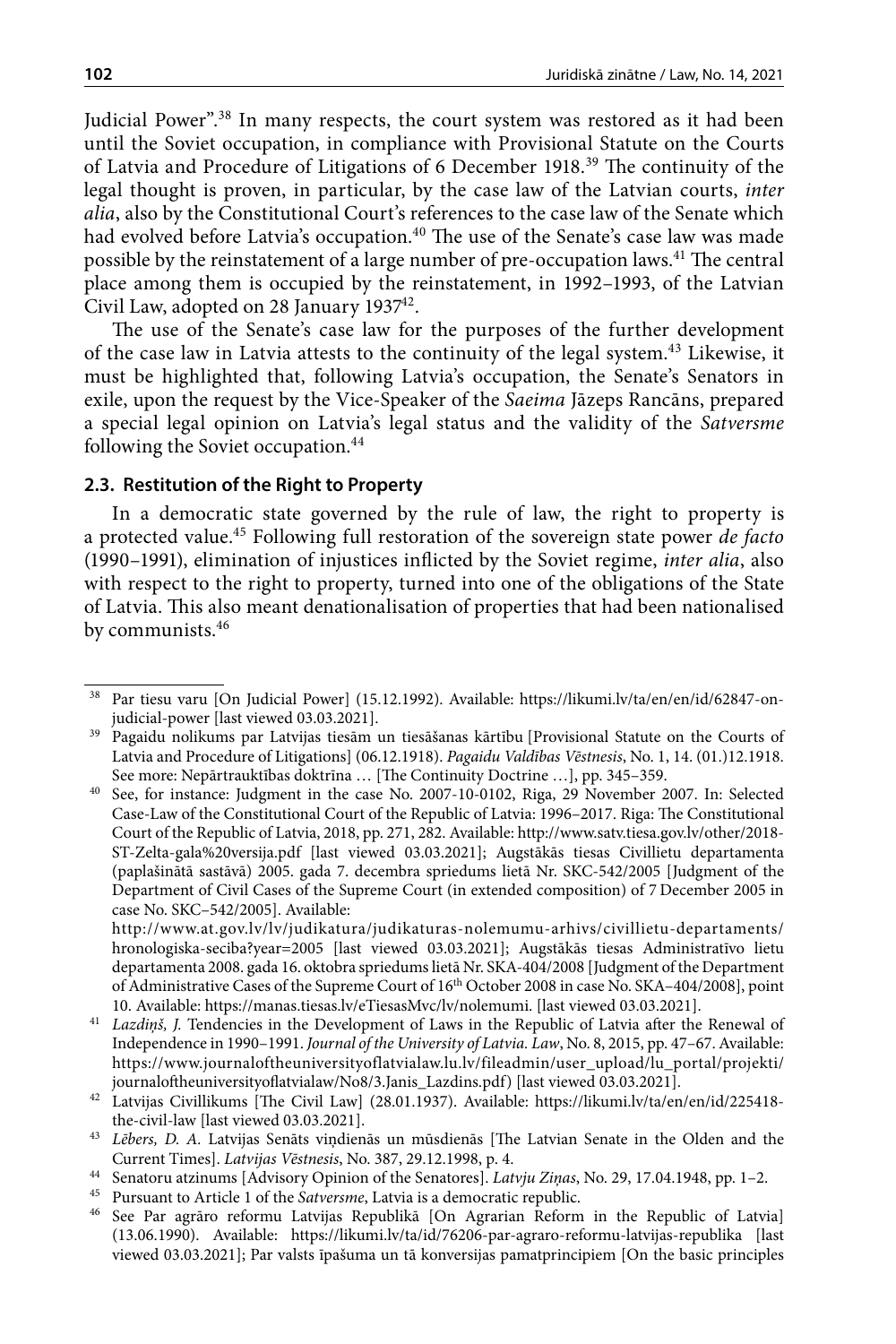Judicial Power".[38] In many respects, the court system was restored as it had been until the Soviet occupation, in compliance with Provisional Statute on the Courts of Latvia and Procedure of Litigations of 6 December 1918.[39] The continuity of the legal thought is proven, in particular, by the case law of the Latvian courts, *inter alia*, also by the Constitutional Court's references to the case law of the Senate which had evolved before Latvia's occupation.[40] The use of the Senate's case law was made possible by the reinstatement of a large number of pre-occupation laws.[41] The central place among them is occupied by the reinstatement, in 1992–1993, of the Latvian Civil Law, adopted on 28 January 1937[42].

The use of the Senate's case law for the purposes of the further development of the case law in Latvia attests to the continuity of the legal system.[43] Likewise, it must be highlighted that, following Latvia's occupation, the Senate's Senators in exile, upon the request by the Vice-Speaker of the *Saeima* Jāzeps Rancāns, prepared a special legal opinion on Latvia's legal status and the validity of the *Satversme* following the Soviet occupation.[44]

### 2.3. Restitution of the Right to Property

In a democratic state governed by the rule of law, the right to property is a protected value.[45] Following full restoration of the sovereign state power *de facto* (1990–1991), elimination of injustices inflicted by the Soviet regime, *inter alia*, also with respect to the right to property, turned into one of the obligations of the State of Latvia. This also meant denationalisation of properties that had been nationalised by communists.[46]

---

[38] Par tiesu varu [On Judicial Power] (15.12.1992). Available: https://likumi.lv/ta/en/en/id/62847-on-judicial-power [last viewed 03.03.2021].

[39] Pagaidu nolikums par Latvijas tiesām un tiesāšanas kārtību [Provisional Statute on the Courts of Latvia and Procedure of Litigations] (06.12.1918). *Pagaidu Valdības Vēstnesis*, No. 1, 14. (01.)12.1918. See more: Nepārtrauktības doktrīna … [The Continuity Doctrine …], pp. 345–359.

[40] See, for instance: Judgment in the case No. 2007-10-0102, Riga, 29 November 2007. In: Selected Case-Law of the Constitutional Court of the Republic of Latvia: 1996–2017. Riga: The Constitutional Court of the Republic of Latvia, 2018, pp. 271, 282. Available: http://www.satv.tiesa.gov.lv/other/2018-ST-Zelta-gala%20versija.pdf [last viewed 03.03.2021]; Augstākās tiesas Civillietu departamenta (paplašinātā sastāvā) 2005. gada 7. decembra spriedums lietā Nr. SKC-542/2005 [Judgment of the Department of Civil Cases of the Supreme Court (in extended composition) of 7 December 2005 in case No. SKC–542/2005]. Available: http://www.at.gov.lv/lv/judikatura/judikaturas-nolemumu-arhivs/civillietu-departaments/hronologiska-seciba?year=2005 [last viewed 03.03.2021]; Augstākās tiesas Administratīvo lietu departamenta 2008. gada 16. oktobra spriedums lietā Nr. SKA-404/2008 [Judgment of the Department of Administrative Cases of the Supreme Court of 16th October 2008 in case No. SKA–404/2008], point 10. Available: https://manas.tiesas.lv/eTiesasMvc/lv/nolemumi. [last viewed 03.03.2021].

[41] *Lazdiņš, J.* Tendencies in the Development of Laws in the Republic of Latvia after the Renewal of Independence in 1990–1991. *Journal of the University of Latvia. Law*, No. 8, 2015, pp. 47–67. Available: https://www.journaloftheuniversityoflatvialaw.lu.lv/fileadmin/user_upload/lu_portal/projekti/journaloftheuniversityoflatvialaw/No8/3.Janis_Lazdins.pdf) [last viewed 03.03.2021].

[42] Latvijas Civillikums [The Civil Law] (28.01.1937). Available: https://likumi.lv/ta/en/en/id/225418-the-civil-law [last viewed 03.03.2021].

[43] *Lēbers, D. A.* Latvijas Senāts viņdienās un mūsdienās [The Latvian Senate in the Olden and the Current Times]. *Latvijas Vēstnesis*, No. 387, 29.12.1998, p. 4.

[44] Senatoru atzinums [Advisory Opinion of the Senatores]. *Latvju Ziņas*, No. 29, 17.04.1948, pp. 1–2.

[45] Pursuant to Article 1 of the *Satversme*, Latvia is a democratic republic.

[46] See Par agrāro reformu Latvijas Republikā [On Agrarian Reform in the Republic of Latvia] (13.06.1990). Available: https://likumi.lv/ta/id/76206-par-agraro-reformu-latvijas-republika [last viewed 03.03.2021]; Par valsts īpašuma un tā konversijas pamatprincipiem [On the basic principles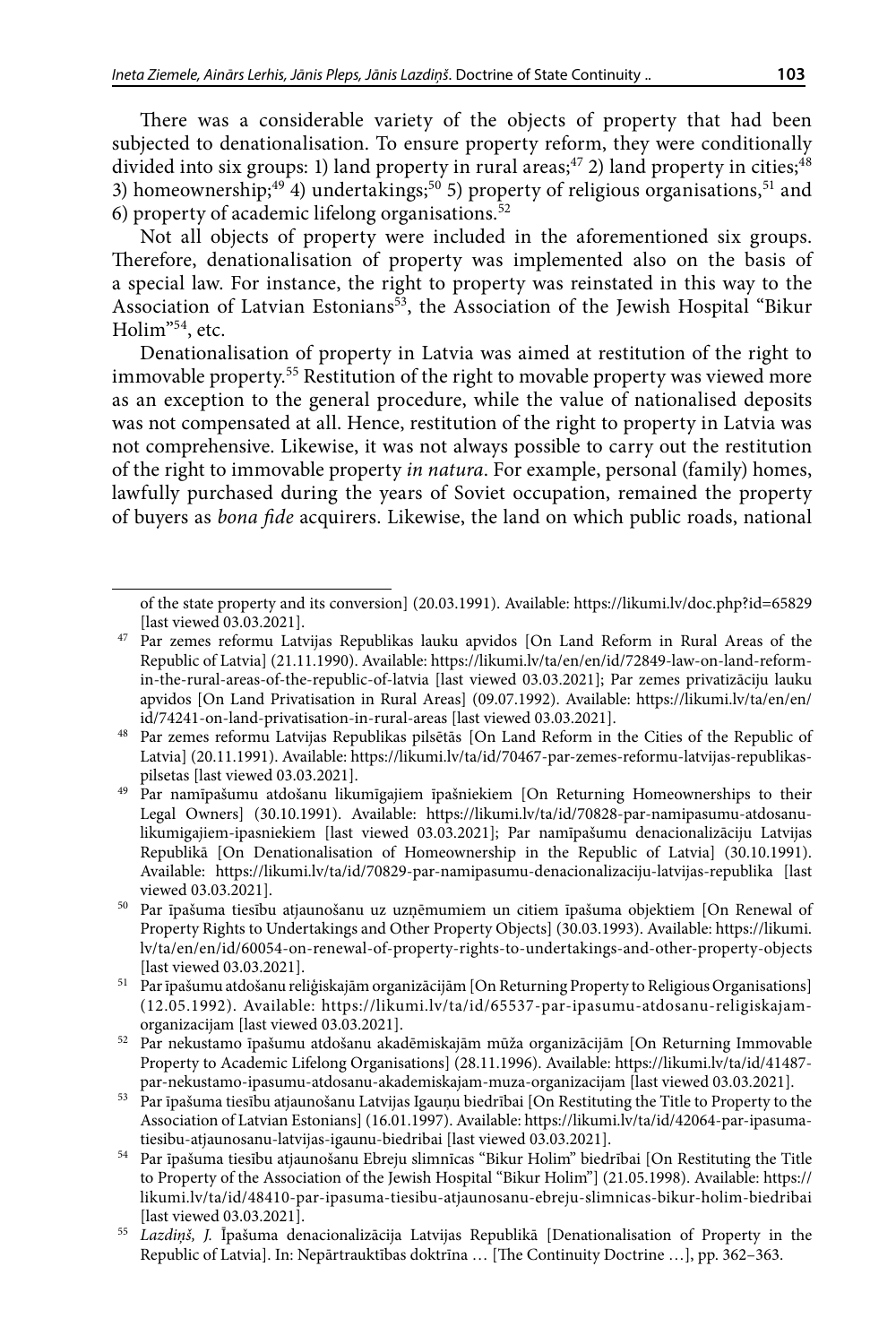There was a considerable variety of the objects of property that had been subjected to denationalisation. To ensure property reform, they were conditionally divided into six groups: 1) land property in rural areas;[47] 2) land property in cities;[48] 3) homeownership;[49] 4) undertakings;[50] 5) property of religious organisations,[51] and 6) property of academic lifelong organisations.[52]

Not all objects of property were included in the aforementioned six groups. Therefore, denationalisation of property was implemented also on the basis of a special law. For instance, the right to property was reinstated in this way to the Association of Latvian Estonians[53], the Association of the Jewish Hospital "Bikur Holim"[54], etc.

Denationalisation of property in Latvia was aimed at restitution of the right to immovable property.[55] Restitution of the right to movable property was viewed more as an exception to the general procedure, while the value of nationalised deposits was not compensated at all. Hence, restitution of the right to property in Latvia was not comprehensive. Likewise, it was not always possible to carry out the restitution of the right to immovable property *in natura*. For example, personal (family) homes, lawfully purchased during the years of Soviet occupation, remained the property of buyers as *bona fide* acquirers. Likewise, the land on which public roads, national

---

of the state property and its conversion] (20.03.1991). Available: https://likumi.lv/doc.php?id=65829 [last viewed 03.03.2021].

[47] Par zemes reformu Latvijas Republikas lauku apvidos [On Land Reform in Rural Areas of the Republic of Latvia] (21.11.1990). Available: https://likumi.lv/ta/en/en/id/72849-law-on-land-reform-in-the-rural-areas-of-the-republic-of-latvia [last viewed 03.03.2021]; Par zemes privatizāciju lauku apvidos [On Land Privatisation in Rural Areas] (09.07.1992). Available: https://likumi.lv/ta/en/en/id/74241-on-land-privatisation-in-rural-areas [last viewed 03.03.2021].

[48] Par zemes reformu Latvijas Republikas pilsētās [On Land Reform in the Cities of the Republic of Latvia] (20.11.1991). Available: https://likumi.lv/ta/id/70467-par-zemes-reformu-latvijas-republikas-pilsetas [last viewed 03.03.2021].

[49] Par namīpašumu atdošanu likumīgajiem īpašniekiem [On Returning Homeownerships to their Legal Owners] (30.10.1991). Available: https://likumi.lv/ta/id/70828-par-namipasumu-atdosanu-likumigajiem-ipasniekiem [last viewed 03.03.2021]; Par namīpašumu denacionalizāciju Latvijas Republikā [On Denationalisation of Homeownership in the Republic of Latvia] (30.10.1991). Available: https://likumi.lv/ta/id/70829-par-namipasumu-denacionalizaciju-latvijas-republika [last viewed 03.03.2021].

[50] Par īpašuma tiesību atjaunošanu uz uzņēmumiem un citiem īpašuma objektiem [On Renewal of Property Rights to Undertakings and Other Property Objects] (30.03.1993). Available: https://likumi.lv/ta/en/en/id/60054-on-renewal-of-property-rights-to-undertakings-and-other-property-objects [last viewed 03.03.2021].

[51] Par īpašumu atdošanu reliģiskajām organizācijām [On Returning Property to Religious Organisations] (12.05.1992). Available: https://likumi.lv/ta/id/65537-par-ipasumu-atdosanu-religiskajam-organizacijam [last viewed 03.03.2021].

[52] Par nekustamo īpašumu atdošanu akadēmiskajām mūža organizācijām [On Returning Immovable Property to Academic Lifelong Organisations] (28.11.1996). Available: https://likumi.lv/ta/id/41487-par-nekustamo-ipasumu-atdosanu-akademiskajam-muza-organizacijam [last viewed 03.03.2021].

[53] Par īpašuma tiesību atjaunošanu Latvijas Igauņu biedrībai [On Restituting the Title to Property to the Association of Latvian Estonians] (16.01.1997). Available: https://likumi.lv/ta/id/42064-par-ipasuma-tiesibu-atjaunosanu-latvijas-igaunu-biedribai [last viewed 03.03.2021].

[54] Par īpašuma tiesību atjaunošanu Ebreju slimnīcas "Bikur Holim" biedrībai [On Restituting the Title to Property of the Association of the Jewish Hospital "Bikur Holim"] (21.05.1998). Available: https://likumi.lv/ta/id/48410-par-ipasuma-tiesibu-atjaunosanu-ebreju-slimnicas-bikur-holim-biedribai [last viewed 03.03.2021].

[55] *Lazdiņš, J.* Īpašuma denacionalizācija Latvijas Republikā [Denationalisation of Property in the Republic of Latvia]. In: Nepārtrauktības doktrīna … [The Continuity Doctrine …], pp. 362–363.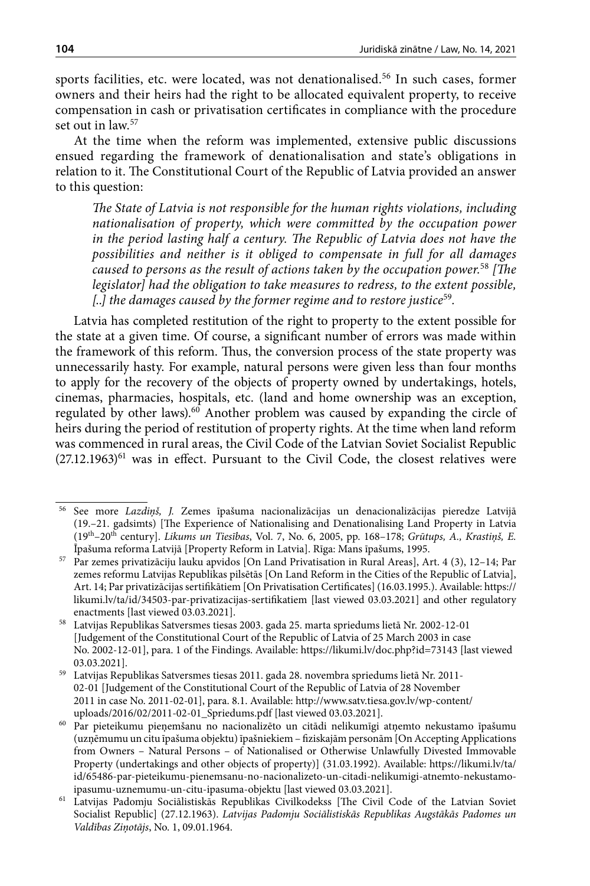sports facilities, etc. were located, was not denationalised.[56] In such cases, former owners and their heirs had the right to be allocated equivalent property, to receive compensation in cash or privatisation certificates in compliance with the procedure set out in law.[57]

At the time when the reform was implemented, extensive public discussions ensued regarding the framework of denationalisation and state's obligations in relation to it. The Constitutional Court of the Republic of Latvia provided an answer to this question:

> *The State of Latvia is not responsible for the human rights violations, including nationalisation of property, which were committed by the occupation power in the period lasting half a century. The Republic of Latvia does not have the possibilities and neither is it obliged to compensate in full for all damages caused to persons as the result of actions taken by the occupation power.*[58] *[The legislator] had the obligation to take measures to redress, to the extent possible, [..] the damages caused by the former regime and to restore justice*[59].

Latvia has completed restitution of the right to property to the extent possible for the state at a given time. Of course, a significant number of errors was made within the framework of this reform. Thus, the conversion process of the state property was unnecessarily hasty. For example, natural persons were given less than four months to apply for the recovery of the objects of property owned by undertakings, hotels, cinemas, pharmacies, hospitals, etc. (land and home ownership was an exception, regulated by other laws).[60] Another problem was caused by expanding the circle of heirs during the period of restitution of property rights. At the time when land reform was commenced in rural areas, the Civil Code of the Latvian Soviet Socialist Republic (27.12.1963)[61] was in effect. Pursuant to the Civil Code, the closest relatives were

---

[56] See more *Lazdiņš, J.* Zemes īpašuma nacionalizācijas un denacionalizācijas pieredze Latvijā (19.–21. gadsimts) [The Experience of Nationalising and Denationalising Land Property in Latvia (19th–20th century]. *Likums un Tiesības*, Vol. 7, No. 6, 2005, pp. 168–178; *Grūtups, A., Krastiņš, E.* Īpašuma reforma Latvijā [Property Reform in Latvia]. Rīga: Mans īpašums, 1995.

[57] Par zemes privatizāciju lauku apvidos [On Land Privatisation in Rural Areas], Art. 4 (3), 12–14; Par zemes reformu Latvijas Republikas pilsētās [On Land Reform in the Cities of the Republic of Latvia], Art. 14; Par privatizācijas sertifikātiem [On Privatisation Certificates] (16.03.1995.). Available: https://likumi.lv/ta/id/34503-par-privatizacijas-sertifikatiem [last viewed 03.03.2021] and other regulatory enactments [last viewed 03.03.2021].

[58] Latvijas Republikas Satversmes tiesas 2003. gada 25. marta spriedums lietā Nr. 2002-12-01 [Judgement of the Constitutional Court of the Republic of Latvia of 25 March 2003 in case No. 2002-12-01], para. 1 of the Findings. Available: https://likumi.lv/doc.php?id=73143 [last viewed 03.03.2021].

[59] Latvijas Republikas Satversmes tiesas 2011. gada 28. novembra spriedums lietā Nr. 2011-02-01 [Judgement of the Constitutional Court of the Republic of Latvia of 28 November 2011 in case No. 2011-02-01], para. 8.1. Available: http://www.satv.tiesa.gov.lv/wp-content/uploads/2016/02/2011-02-01_Spriedums.pdf [last viewed 03.03.2021].

[60] Par pieteikumu pieņemšanu no nacionalizēto un citādi nelikumīgi atņemto nekustamo īpašumu (uzņēmumu un citu īpašuma objektu) īpašniekiem – fiziskajām personām [On Accepting Applications from Owners – Natural Persons – of Nationalised or Otherwise Unlawfully Divested Immovable Property (undertakings and other objects of property)] (31.03.1992). Available: https://likumi.lv/ta/id/65486-par-pieteikumu-pienemsanu-no-nacionalizeto-un-citadi-nelikumigi-atnemto-nekustamo-ipasumu-uznemumu-un-citu-ipasuma-objektu [last viewed 03.03.2021].

[61] Latvijas Padomju Sociālistiskās Republikas Civilkodekss [The Civil Code of the Latvian Soviet Socialist Republic] (27.12.1963). *Latvijas Padomju Sociālistiskās Republikas Augstākās Padomes un Valdības Ziņotājs*, No. 1, 09.01.1964.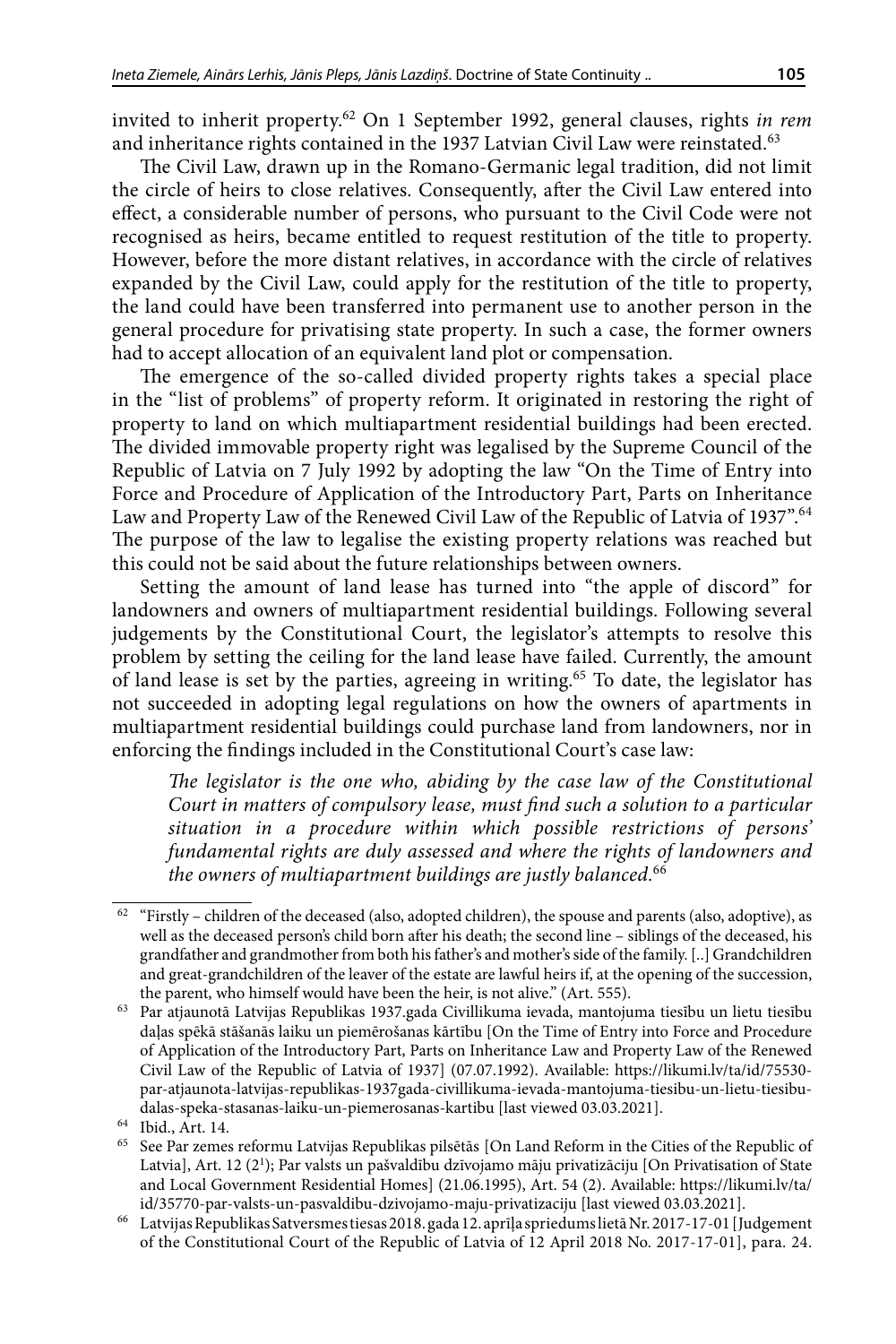invited to inherit property.[62] On 1 September 1992, general clauses, rights *in rem* and inheritance rights contained in the 1937 Latvian Civil Law were reinstated.[63]

The Civil Law, drawn up in the Romano-Germanic legal tradition, did not limit the circle of heirs to close relatives. Consequently, after the Civil Law entered into effect, a considerable number of persons, who pursuant to the Civil Code were not recognised as heirs, became entitled to request restitution of the title to property. However, before the more distant relatives, in accordance with the circle of relatives expanded by the Civil Law, could apply for the restitution of the title to property, the land could have been transferred into permanent use to another person in the general procedure for privatising state property. In such a case, the former owners had to accept allocation of an equivalent land plot or compensation.

The emergence of the so-called divided property rights takes a special place in the "list of problems" of property reform. It originated in restoring the right of property to land on which multiapartment residential buildings had been erected. The divided immovable property right was legalised by the Supreme Council of the Republic of Latvia on 7 July 1992 by adopting the law "On the Time of Entry into Force and Procedure of Application of the Introductory Part, Parts on Inheritance Law and Property Law of the Renewed Civil Law of the Republic of Latvia of 1937".[64] The purpose of the law to legalise the existing property relations was reached but this could not be said about the future relationships between owners.

Setting the amount of land lease has turned into "the apple of discord" for landowners and owners of multiapartment residential buildings. Following several judgements by the Constitutional Court, the legislator's attempts to resolve this problem by setting the ceiling for the land lease have failed. Currently, the amount of land lease is set by the parties, agreeing in writing.[65] To date, the legislator has not succeeded in adopting legal regulations on how the owners of apartments in multiapartment residential buildings could purchase land from landowners, nor in enforcing the findings included in the Constitutional Court's case law:

> *The legislator is the one who, abiding by the case law of the Constitutional Court in matters of compulsory lease, must find such a solution to a particular situation in a procedure within which possible restrictions of persons' fundamental rights are duly assessed and where the rights of landowners and the owners of multiapartment buildings are justly balanced.*[66]

---

[62] "Firstly – children of the deceased (also, adopted children), the spouse and parents (also, adoptive), as well as the deceased person's child born after his death; the second line – siblings of the deceased, his grandfather and grandmother from both his father's and mother's side of the family. [..] Grandchildren and great-grandchildren of the leaver of the estate are lawful heirs if, at the opening of the succession, the parent, who himself would have been the heir, is not alive." (Art. 555).

[63] Par atjaunotā Latvijas Republikas 1937.gada Civillikuma ievada, mantojuma tiesību un lietu tiesību daļas spēkā stāšanās laiku un piemērošanas kārtību [On the Time of Entry into Force and Procedure of Application of the Introductory Part, Parts on Inheritance Law and Property Law of the Renewed Civil Law of the Republic of Latvia of 1937] (07.07.1992). Available: https://likumi.lv/ta/id/75530-par-atjaunota-latvijas-republikas-1937gada-civillikuma-ievada-mantojuma-tiesibu-un-lietu-tiesibu-dalas-speka-stasanas-laiku-un-piemerosanas-kartibu [last viewed 03.03.2021].

[64] Ibid., Art. 14.

[65] See Par zemes reformu Latvijas Republikas pilsētās [On Land Reform in the Cities of the Republic of Latvia], Art. 12 (2[1]); Par valsts un pašvaldību dzīvojamo māju privatizāciju [On Privatisation of State and Local Government Residential Homes] (21.06.1995), Art. 54 (2). Available: https://likumi.lv/ta/id/35770-par-valsts-un-pasvaldibu-dzivojamo-maju-privatizaciju [last viewed 03.03.2021].

[66] Latvijas Republikas Satversmes tiesas 2018. gada 12. aprīļa spriedums lietā Nr. 2017-17-01 [Judgement of the Constitutional Court of the Republic of Latvia of 12 April 2018 No. 2017-17-01], para. 24.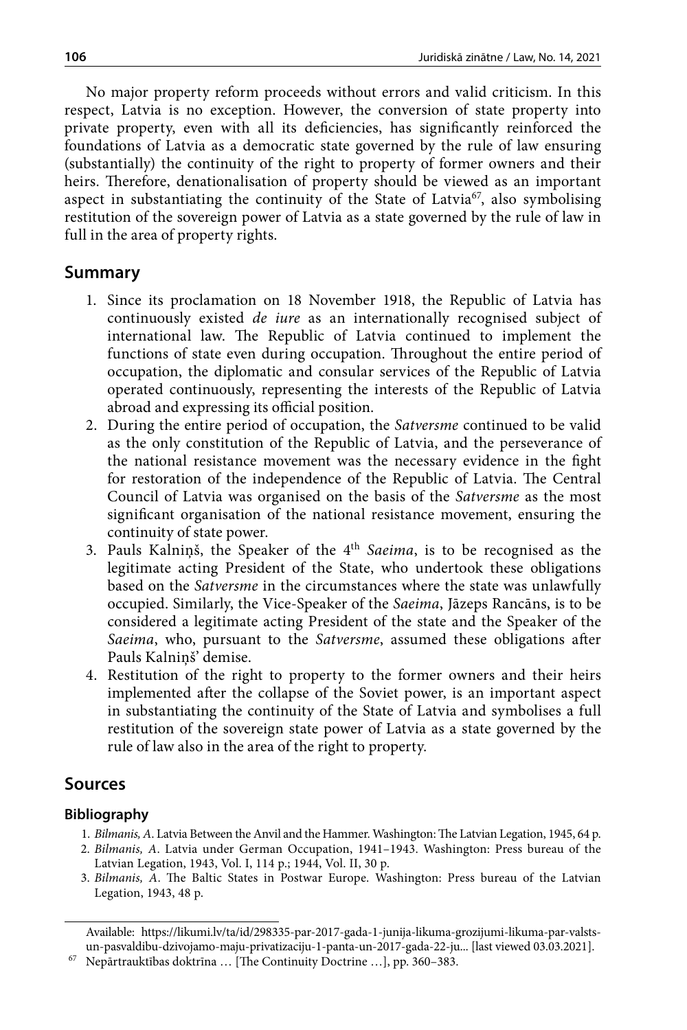No major property reform proceeds without errors and valid criticism. In this respect, Latvia is no exception. However, the conversion of state property into private property, even with all its deficiencies, has significantly reinforced the foundations of Latvia as a democratic state governed by the rule of law ensuring (substantially) the continuity of the right to property of former owners and their heirs. Therefore, denationalisation of property should be viewed as an important aspect in substantiating the continuity of the State of Latvia[67], also symbolising restitution of the sovereign power of Latvia as a state governed by the rule of law in full in the area of property rights.

## Summary

1. Since its proclamation on 18 November 1918, the Republic of Latvia has continuously existed *de iure* as an internationally recognised subject of international law. The Republic of Latvia continued to implement the functions of state even during occupation. Throughout the entire period of occupation, the diplomatic and consular services of the Republic of Latvia operated continuously, representing the interests of the Republic of Latvia abroad and expressing its official position.
2. During the entire period of occupation, the *Satversme* continued to be valid as the only constitution of the Republic of Latvia, and the perseverance of the national resistance movement was the necessary evidence in the fight for restoration of the independence of the Republic of Latvia. The Central Council of Latvia was organised on the basis of the *Satversme* as the most significant organisation of the national resistance movement, ensuring the continuity of state power.
3. Pauls Kalniņš, the Speaker of the 4th *Saeima*, is to be recognised as the legitimate acting President of the State, who undertook these obligations based on the *Satversme* in the circumstances where the state was unlawfully occupied. Similarly, the Vice-Speaker of the *Saeima*, Jāzeps Rancāns, is to be considered a legitimate acting President of the state and the Speaker of the *Saeima*, who, pursuant to the *Satversme*, assumed these obligations after Pauls Kalniņš' demise.
4. Restitution of the right to property to the former owners and their heirs implemented after the collapse of the Soviet power, is an important aspect in substantiating the continuity of the State of Latvia and symbolises a full restitution of the sovereign state power of Latvia as a state governed by the rule of law also in the area of the right to property.

## Sources

### Bibliography

1. *Bilmanis, A*. Latvia Between the Anvil and the Hammer. Washington: The Latvian Legation, 1945, 64 p.
2. *Bilmanis, A*. Latvia under German Occupation, 1941–1943. Washington: Press bureau of the Latvian Legation, 1943, Vol. I, 114 p.; 1944, Vol. II, 30 p.
3. *Bilmanis, A*. The Baltic States in Postwar Europe. Washington: Press bureau of the Latvian Legation, 1943, 48 p.

---

Available: https://likumi.lv/ta/id/298335-par-2017-gada-1-junija-likuma-grozijumi-likuma-par-valsts-un-pasvaldibu-dzivojamo-maju-privatizaciju-1-panta-un-2017-gada-22-ju... [last viewed 03.03.2021].

[67] Nepārtrauktības doktrīna … [The Continuity Doctrine …], pp. 360–383.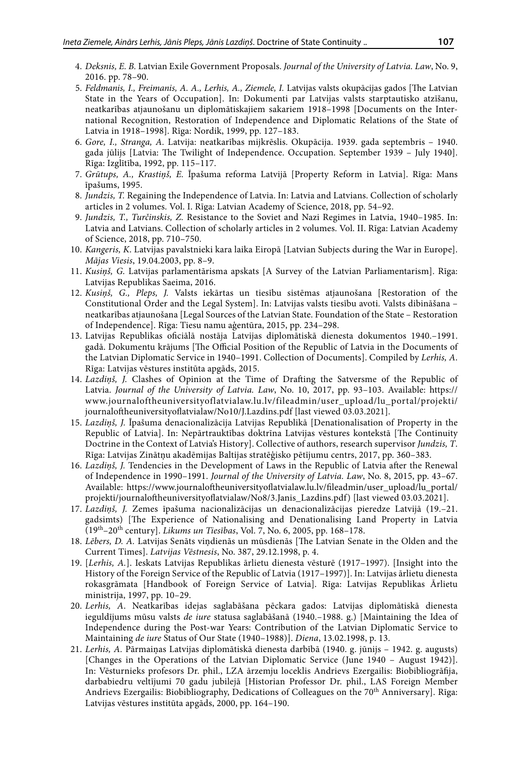4. *Deksnis, E. B.* Latvian Exile Government Proposals. *Journal of the University of Latvia. Law*, No. 9, 2016. pp. 78–90.
5. *Feldmanis, I., Freimanis, A. A., Lerhis, A., Ziemele, I.* Latvijas valsts okupācijas gados [The Latvian State in the Years of Occupation]. In: Dokumenti par Latvijas valsts starptautisko atzīšanu, neatkarības atjaunošanu un diplomātiskajiem sakariem 1918–1998 [Documents on the International Recognition, Restoration of Independence and Diplomatic Relations of the State of Latvia in 1918–1998]. Rīga: Nordik, 1999, pp. 127–183.
6. *Gore, I., Stranga, A.* Latvija: neatkarības mijkrēslis. Okupācija. 1939. gada septembris – 1940. gada jūlijs [Latvia: The Twilight of Independence. Occupation. September 1939 – July 1940]. Rīga: Izglītība, 1992, pp. 115–117.
7. *Grūtups, A., Krastiņš, E.* Īpašuma reforma Latvijā [Property Reform in Latvia]. Rīga: Mans īpašums, 1995.
8. *Jundzis, T.* Regaining the Independence of Latvia. In: Latvia and Latvians. Collection of scholarly articles in 2 volumes. Vol. I. Rīga: Latvian Academy of Science, 2018, pp. 54–92.
9. *Jundzis, T., Turčinskis, Z.* Resistance to the Soviet and Nazi Regimes in Latvia, 1940–1985. In: Latvia and Latvians. Collection of scholarly articles in 2 volumes. Vol. II. Rīga: Latvian Academy of Science, 2018, pp. 710–750.
10. *Kangeris, K.* Latvijas pavalstnieki kara laika Eiropā [Latvian Subjects during the War in Europe]. *Mājas Viesis*, 19.04.2003, pp. 8–9.
11. *Kusiņš, G.* Latvijas parlamentārisma apskats [A Survey of the Latvian Parliamentarism]. Rīga: Latvijas Republikas Saeima, 2016.
12. *Kusiņš, G., Pleps, J.* Valsts iekārtas un tiesību sistēmas atjaunošana [Restoration of the Constitutional Order and the Legal System]. In: Latvijas valsts tiesību avoti. Valsts dibināšana – neatkarības atjaunošana [Legal Sources of the Latvian State. Foundation of the State – Restoration of Independence]. Rīga: Tiesu namu aģentūra, 2015, pp. 234–298.
13. Latvijas Republikas oficiālā nostāja Latvijas diplomātiskā dienesta dokumentos 1940.–1991. gadā. Dokumentu krājums [The Official Position of the Republic of Latvia in the Documents of the Latvian Diplomatic Service in 1940–1991. Collection of Documents]. Compiled by *Lerhis, A*. Rīga: Latvijas vēstures institūta apgāds, 2015.
14. *Lazdiņš, J.* Clashes of Opinion at the Time of Drafting the Satversme of the Republic of Latvia. *Journal of the University of Latvia. Law*, No. 10, 2017, pp. 93–103. Available: https://www.journaloftheuniversityoflatvialaw.lu.lv/fileadmin/user_upload/lu_portal/projekti/journaloftheuniversityoflatvialaw/No10/J.Lazdins.pdf [last viewed 03.03.2021].
15. *Lazdiņš, J.* Īpašuma denacionalizācija Latvijas Republikā [Denationalisation of Property in the Republic of Latvia]. In: Nepārtrauktības doktrīna Latvijas vēstures kontekstā [The Continuity Doctrine in the Context of Latvia's History]. Collective of authors, research supervisor *Jundzis, T*. Rīga: Latvijas Zinātņu akadēmijas Baltijas stratēģisko pētījumu centrs, 2017, pp. 360–383.
16. *Lazdiņš, J.* Tendencies in the Development of Laws in the Republic of Latvia after the Renewal of Independence in 1990–1991. *Journal of the University of Latvia. Law*, No. 8, 2015, pp. 43–67. Available: https://www.journaloftheuniversityoflatvialaw.lu.lv/fileadmin/user_upload/lu_portal/projekti/journaloftheuniversityoflatvialaw/No8/3.Janis_Lazdins.pdf) [last viewed 03.03.2021].
17. *Lazdiņš, J.* Zemes īpašuma nacionalizācijas un denacionalizācijas pieredze Latvijā (19.–21. gadsimts) [The Experience of Nationalising and Denationalising Land Property in Latvia (19th–20th century]. *Likums un Tiesības*, Vol. 7, No. 6, 2005, pp. 168–178.
18. *Lēbers, D. A.* Latvijas Senāts viņdienās un mūsdienās [The Latvian Senate in the Olden and the Current Times]. *Latvijas Vēstnesis*, No. 387, 29.12.1998, p. 4.
19. [*Lerhis, A.*]. Ieskats Latvijas Republikas ārlietu dienesta vēsturē (1917–1997). [Insight into the History of the Foreign Service of the Republic of Latvia (1917–1997)]. In: Latvijas ārlietu dienesta rokasgrāmata [Handbook of Foreign Service of Latvia]. Rīga: Latvijas Republikas Ārlietu ministrija, 1997, pp. 10–29.
20. *Lerhis, A*. Neatkarības idejas saglabāšana pēckara gados: Latvijas diplomātiskā dienesta ieguldījums mūsu valsts *de iure* statusa saglabāšanā (1940.–1988. g.) [Maintaining the Idea of Independence during the Post-war Years: Contribution of the Latvian Diplomatic Service to Maintaining *de iure* Status of Our State (1940–1988)]. *Diena*, 13.02.1998, p. 13.
21. *Lerhis, A.* Pārmaiņas Latvijas diplomātiskā dienesta darbībā (1940. g. jūnijs – 1942. g. augusts) [Changes in the Operations of the Latvian Diplomatic Service (June 1940 – August 1942)]. In: Vēsturnieks profesors Dr. phil., LZA ārzemju loceklis Andrievs Ezergailis: Biobibliogrāfija, darbabiedru veltījumi 70 gadu jubilejā [Historian Professor Dr. phil., LAS Foreign Member Andrievs Ezergailis: Biobibliography, Dedications of Colleagues on the 70th Anniversary]. Rīga: Latvijas vēstures institūta apgāds, 2000, pp. 164–190.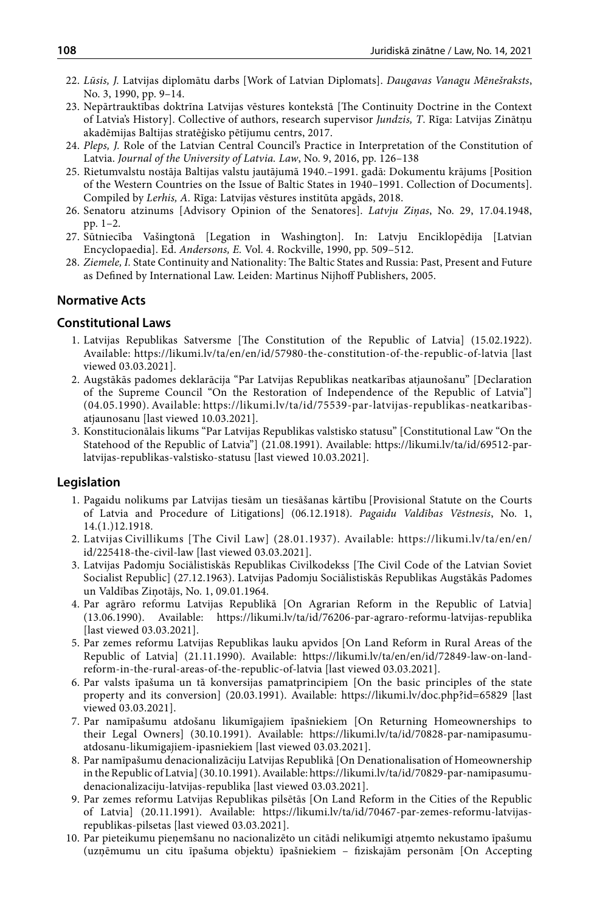22. *Lūsis, J.* Latvijas diplomātu darbs [Work of Latvian Diplomats]. *Daugavas Vanagu Mēnešraksts*, No. 3, 1990, pp. 9–14.
23. Nepārtrauktības doktrīna Latvijas vēstures kontekstā [The Continuity Doctrine in the Context of Latvia's History]. Collective of authors, research supervisor *Jundzis, T.* Rīga: Latvijas Zinātņu akadēmijas Baltijas stratēģisko pētījumu centrs, 2017.
24. *Pleps, J.* Role of the Latvian Central Council's Practice in Interpretation of the Constitution of Latvia. *Journal of the University of Latvia. Law*, No. 9, 2016, pp. 126–138
25. Rietumvalstu nostāja Baltijas valstu jautājumā 1940.–1991. gadā: Dokumentu krājums [Position of the Western Countries on the Issue of Baltic States in 1940–1991. Collection of Documents]. Compiled by *Lerhis, A.* Rīga: Latvijas vēstures institūta apgāds, 2018.
26. Senatoru atzinums [Advisory Opinion of the Senatores]. *Latvju Ziņas*, No. 29, 17.04.1948, pp. 1–2.
27. Sūtniecība Vašingtonā [Legation in Washington]. In: Latvju Enciklopēdija [Latvian Encyclopaedia]. Ed. *Andersons, E.* Vol. 4. Rockville, 1990, pp. 509–512.
28. *Ziemele, I.* State Continuity and Nationality: The Baltic States and Russia: Past, Present and Future as Defined by International Law. Leiden: Martinus Nijhoff Publishers, 2005.

## Normative Acts

### Constitutional Laws

1. Latvijas Republikas Satversme [The Constitution of the Republic of Latvia] (15.02.1922). Available: https://likumi.lv/ta/en/en/id/57980-the-constitution-of-the-republic-of-latvia [last viewed 03.03.2021].
2. Augstākās padomes deklarācija "Par Latvijas Republikas neatkarības atjaunošanu" [Declaration of the Supreme Council "On the Restoration of Independence of the Republic of Latvia"] (04.05.1990). Available: https://likumi.lv/ta/id/75539-par-latvijas-republikas-neatkaribas-atjaunosanu [last viewed 10.03.2021].
3. Konstitucionālais likums "Par Latvijas Republikas valstisko statusu" [Constitutional Law "On the Statehood of the Republic of Latvia"] (21.08.1991). Available: https://likumi.lv/ta/id/69512-par-latvijas-republikas-valstisko-statusu [last viewed 10.03.2021].

### Legislation

1. Pagaidu nolikums par Latvijas tiesām un tiesāšanas kārtību [Provisional Statute on the Courts of Latvia and Procedure of Litigations] (06.12.1918). *Pagaidu Valdības Vēstnesis*, No. 1, 14.(1.)12.1918.
2. Latvijas Civillikums [The Civil Law] (28.01.1937). Available: https://likumi.lv/ta/en/en/id/225418-the-civil-law [last viewed 03.03.2021].
3. Latvijas Padomju Sociālistiskās Republikas Civilkodekss [The Civil Code of the Latvian Soviet Socialist Republic] (27.12.1963). Latvijas Padomju Sociālistiskās Republikas Augstākās Padomes un Valdības Ziņotājs, No. 1, 09.01.1964.
4. Par agrāro reformu Latvijas Republikā [On Agrarian Reform in the Republic of Latvia] (13.06.1990). Available: https://likumi.lv/ta/id/76206-par-agraro-reformu-latvijas-republika [last viewed 03.03.2021].
5. Par zemes reformu Latvijas Republikas lauku apvidos [On Land Reform in Rural Areas of the Republic of Latvia] (21.11.1990). Available: https://likumi.lv/ta/en/en/id/72849-law-on-land-reform-in-the-rural-areas-of-the-republic-of-latvia [last viewed 03.03.2021].
6. Par valsts īpašuma un tā konversijas pamatprincipiem [On the basic principles of the state property and its conversion] (20.03.1991). Available: https://likumi.lv/doc.php?id=65829 [last viewed 03.03.2021].
7. Par namīpašumu atdošanu likumīgajiem īpašniekiem [On Returning Homeownerships to their Legal Owners] (30.10.1991). Available: https://likumi.lv/ta/id/70828-par-namipasumu-atdosanu-likumigajiem-ipasniekiem [last viewed 03.03.2021].
8. Par namīpašumu denacionalizāciju Latvijas Republikā [On Denationalisation of Homeownership in the Republic of Latvia] (30.10.1991). Available: https://likumi.lv/ta/id/70829-par-namipasumu-denacionalizaciju-latvijas-republika [last viewed 03.03.2021].
9. Par zemes reformu Latvijas Republikas pilsētās [On Land Reform in the Cities of the Republic of Latvia] (20.11.1991). Available: https://likumi.lv/ta/id/70467-par-zemes-reformu-latvijas-republikas-pilsetas [last viewed 03.03.2021].
10. Par pieteikumu pieņemšanu no nacionalizēto un citādi nelikumīgi atņemto nekustamo īpašumu (uzņēmumu un citu īpašuma objektu) īpašniekiem – fiziskajām personām [On Accepting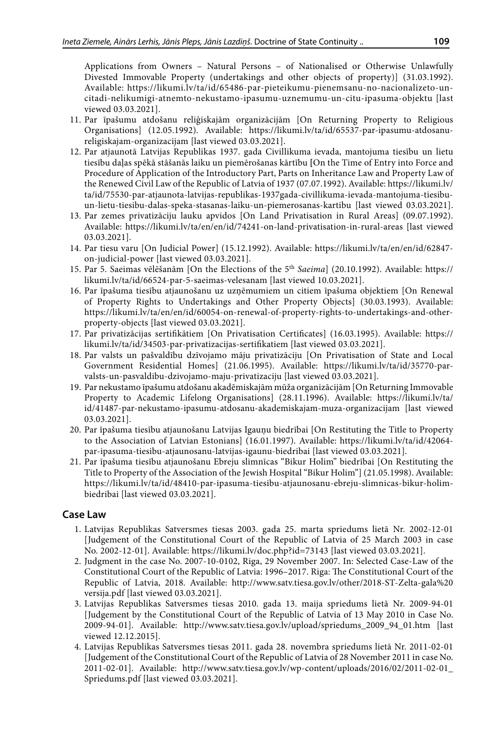Applications from Owners – Natural Persons – of Nationalised or Otherwise Unlawfully Divested Immovable Property (undertakings and other objects of property)] (31.03.1992). Available: https://likumi.lv/ta/id/65486-par-pieteikumu-pienemsanu-no-nacionalizeto-un-citadi-nelikumigi-atnemto-nekustamo-ipasumu-uznemumu-un-citu-ipasuma-objektu [last viewed 03.03.2021].

11. Par īpašumu atdošanu reliģiskajām organizācijām [On Returning Property to Religious Organisations] (12.05.1992). Available: https://likumi.lv/ta/id/65537-par-ipasumu-atdosanu-religiskajam-organizacijam [last viewed 03.03.2021].
12. Par atjaunotā Latvijas Republikas 1937. gada Civillikuma ievada, mantojuma tiesību un lietu tiesību daļas spēkā stāšanās laiku un piemērošanas kārtību [On the Time of Entry into Force and Procedure of Application of the Introductory Part, Parts on Inheritance Law and Property Law of the Renewed Civil Law of the Republic of Latvia of 1937 (07.07.1992). Available: https://likumi.lv/ta/id/75530-par-atjaunota-latvijas-republikas-1937gada-civillikuma-ievada-mantojuma-tiesibu-un-lietu-tiesibu-dalas-speka-stasanas-laiku-un-piemerosanas-kartibu [last viewed 03.03.2021].
13. Par zemes privatizāciju lauku apvidos [On Land Privatisation in Rural Areas] (09.07.1992). Available: https://likumi.lv/ta/en/en/id/74241-on-land-privatisation-in-rural-areas [last viewed 03.03.2021].
14. Par tiesu varu [On Judicial Power] (15.12.1992). Available: https://likumi.lv/ta/en/en/id/62847-on-judicial-power [last viewed 03.03.2021].
15. Par 5. Saeimas vēlēšanām [On the Elections of the 5th *Saeima*] (20.10.1992). Available: https://likumi.lv/ta/id/66524-par-5-saeimas-velesanam [last viewed 10.03.2021].
16. Par īpašuma tiesību atjaunošanu uz uzņēmumiem un citiem īpašuma objektiem [On Renewal of Property Rights to Undertakings and Other Property Objects] (30.03.1993). Available: https://likumi.lv/ta/en/en/id/60054-on-renewal-of-property-rights-to-undertakings-and-other-property-objects [last viewed 03.03.2021].
17. Par privatizācijas sertifikātiem [On Privatisation Certificates] (16.03.1995). Available: https://likumi.lv/ta/id/34503-par-privatizacijas-sertifikatiem [last viewed 03.03.2021].
18. Par valsts un pašvaldību dzīvojamo māju privatizāciju [On Privatisation of State and Local Government Residential Homes] (21.06.1995). Available: https://likumi.lv/ta/id/35770-par-valsts-un-pasvaldibu-dzivojamo-maju-privatizaciju [last viewed 03.03.2021].
19. Par nekustamo īpašumu atdošanu akadēmiskajām mūža organizācijām [On Returning Immovable Property to Academic Lifelong Organisations] (28.11.1996). Available: https://likumi.lv/ta/id/41487-par-nekustamo-ipasumu-atdosanu-akademiskajam-muza-organizacijam [last viewed 03.03.2021].
20. Par īpašuma tiesību atjaunošanu Latvijas Igauņu biedrībai [On Restituting the Title to Property to the Association of Latvian Estonians] (16.01.1997). Available: https://likumi.lv/ta/id/42064-par-ipasuma-tiesibu-atjaunosanu-latvijas-igaunu-biedribai [last viewed 03.03.2021].
21. Par īpašuma tiesību atjaunošanu Ebreju slimnīcas "Bikur Holim" biedrībai [On Restituting the Title to Property of the Association of the Jewish Hospital "Bikur Holim"] (21.05.1998). Available: https://likumi.lv/ta/id/48410-par-ipasuma-tiesibu-atjaunosanu-ebreju-slimnicas-bikur-holim-biedribai [last viewed 03.03.2021].

## Case Law

1. Latvijas Republikas Satversmes tiesas 2003. gada 25. marta spriedums lietā Nr. 2002-12-01 [Judgement of the Constitutional Court of the Republic of Latvia of 25 March 2003 in case No. 2002-12-01]. Available: https://likumi.lv/doc.php?id=73143 [last viewed 03.03.2021].
2. Judgment in the case No. 2007-10-0102, Riga, 29 November 2007. In: Selected Case-Law of the Constitutional Court of the Republic of Latvia: 1996–2017. Riga: The Constitutional Court of the Republic of Latvia, 2018. Available: http://www.satv.tiesa.gov.lv/other/2018-ST-Zelta-gala%20versija.pdf [last viewed 03.03.2021].
3. Latvijas Republikas Satversmes tiesas 2010. gada 13. maija spriedums lietā Nr. 2009-94-01 [Judgement by the Constitutional Court of the Republic of Latvia of 13 May 2010 in Case No. 2009-94-01]. Available: http://www.satv.tiesa.gov.lv/upload/spriedums_2009_94_01.htm [last viewed 12.12.2015].
4. Latvijas Republikas Satversmes tiesas 2011. gada 28. novembra spriedums lietā Nr. 2011-02-01 [Judgement of the Constitutional Court of the Republic of Latvia of 28 November 2011 in case No. 2011-02-01]. Available: http://www.satv.tiesa.gov.lv/wp-content/uploads/2016/02/2011-02-01_Spriedums.pdf [last viewed 03.03.2021].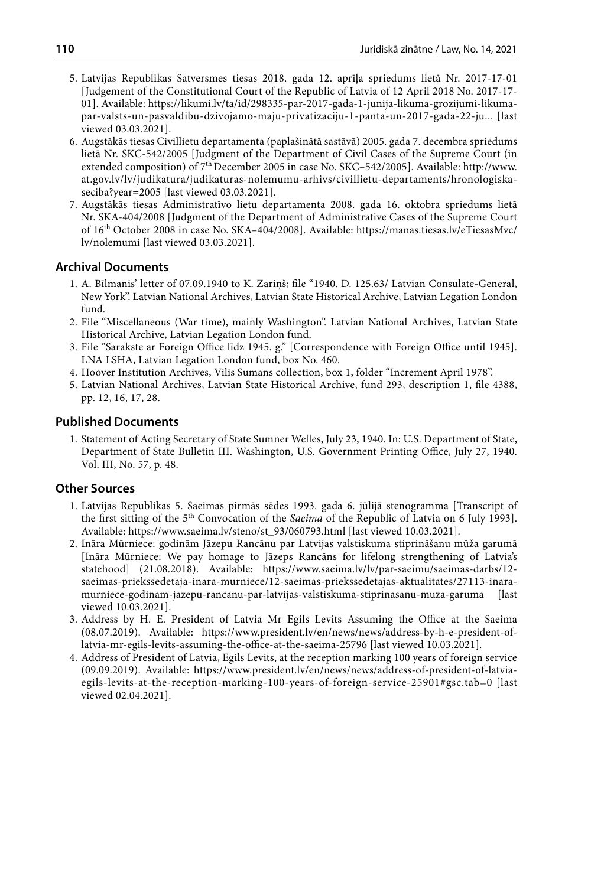5. Latvijas Republikas Satversmes tiesas 2018. gada 12. aprīļa spriedums lietā Nr. 2017-17-01 [Judgement of the Constitutional Court of the Republic of Latvia of 12 April 2018 No. 2017-17-01]. Available: https://likumi.lv/ta/id/298335-par-2017-gada-1-junija-likuma-grozijumi-likuma-par-valsts-un-pasvaldibu-dzivojamo-maju-privatizaciju-1-panta-un-2017-gada-22-ju... [last viewed 03.03.2021].
6. Augstākās tiesas Civillietu departamenta (paplašinātā sastāvā) 2005. gada 7. decembra spriedums lietā Nr. SKC-542/2005 [Judgment of the Department of Civil Cases of the Supreme Court (in extended composition) of 7th December 2005 in case No. SKC–542/2005]. Available: http://www.at.gov.lv/lv/judikatura/judikaturas-nolemumu-arhivs/civillietu-departaments/hronologiska-seciba?year=2005 [last viewed 03.03.2021].
7. Augstākās tiesas Administratīvo lietu departamenta 2008. gada 16. oktobra spriedums lietā Nr. SKA-404/2008 [Judgment of the Department of Administrative Cases of the Supreme Court of 16th October 2008 in case No. SKA–404/2008]. Available: https://manas.tiesas.lv/eTiesasMvc/lv/nolemumi [last viewed 03.03.2021].

## Archival Documents

1. A. Bīlmanis' letter of 07.09.1940 to K. Zariņš; file "1940. D. 125.63/ Latvian Consulate-General, New York". Latvian National Archives, Latvian State Historical Archive, Latvian Legation London fund.
2. File "Miscellaneous (War time), mainly Washington". Latvian National Archives, Latvian State Historical Archive, Latvian Legation London fund.
3. File "Sarakste ar Foreign Office līdz 1945. g." [Correspondence with Foreign Office until 1945]. LNA LSHA, Latvian Legation London fund, box No. 460.
4. Hoover Institution Archives, Vilis Sumans collection, box 1, folder "Increment April 1978".
5. Latvian National Archives, Latvian State Historical Archive, fund 293, description 1, file 4388, pp. 12, 16, 17, 28.

## Published Documents

1. Statement of Acting Secretary of State Sumner Welles, July 23, 1940. In: U.S. Department of State, Department of State Bulletin III. Washington, U.S. Government Printing Office, July 27, 1940. Vol. III, No. 57, p. 48.

## Other Sources

1. Latvijas Republikas 5. Saeimas pirmās sēdes 1993. gada 6. jūlijā stenogramma [Transcript of the first sitting of the 5th Convocation of the *Saeima* of the Republic of Latvia on 6 July 1993]. Available: https://www.saeima.lv/steno/st_93/060793.html [last viewed 10.03.2021].
2. Ināra Mūrniece: godinām Jāzepu Rancānu par Latvijas valstiskuma stiprināšanu mūža garumā [Ināra Mūrniece: We pay homage to Jāzeps Rancāns for lifelong strengthening of Latvia's statehood] (21.08.2018). Available: https://www.saeima.lv/lv/par-saeimu/saeimas-darbs/12-saeimas-priekssedetaja-inara-murniece/12-saeimas-priekssedetajas-aktualitates/27113-inara-murniece-godinam-jazepu-rancanu-par-latvijas-valstiskuma-stiprinasanu-muza-garuma [last viewed 10.03.2021].
3. Address by H. E. President of Latvia Mr Egils Levits Assuming the Office at the Saeima (08.07.2019). Available: https://www.president.lv/en/news/news/address-by-h-e-president-of-latvia-mr-egils-levits-assuming-the-office-at-the-saeima-25796 [last viewed 10.03.2021].
4. Address of President of Latvia, Egils Levits, at the reception marking 100 years of foreign service (09.09.2019). Available: https://www.president.lv/en/news/news/address-of-president-of-latvia-egils-levits-at-the-reception-marking-100-years-of-foreign-service-25901#gsc.tab=0 [last viewed 02.04.2021].